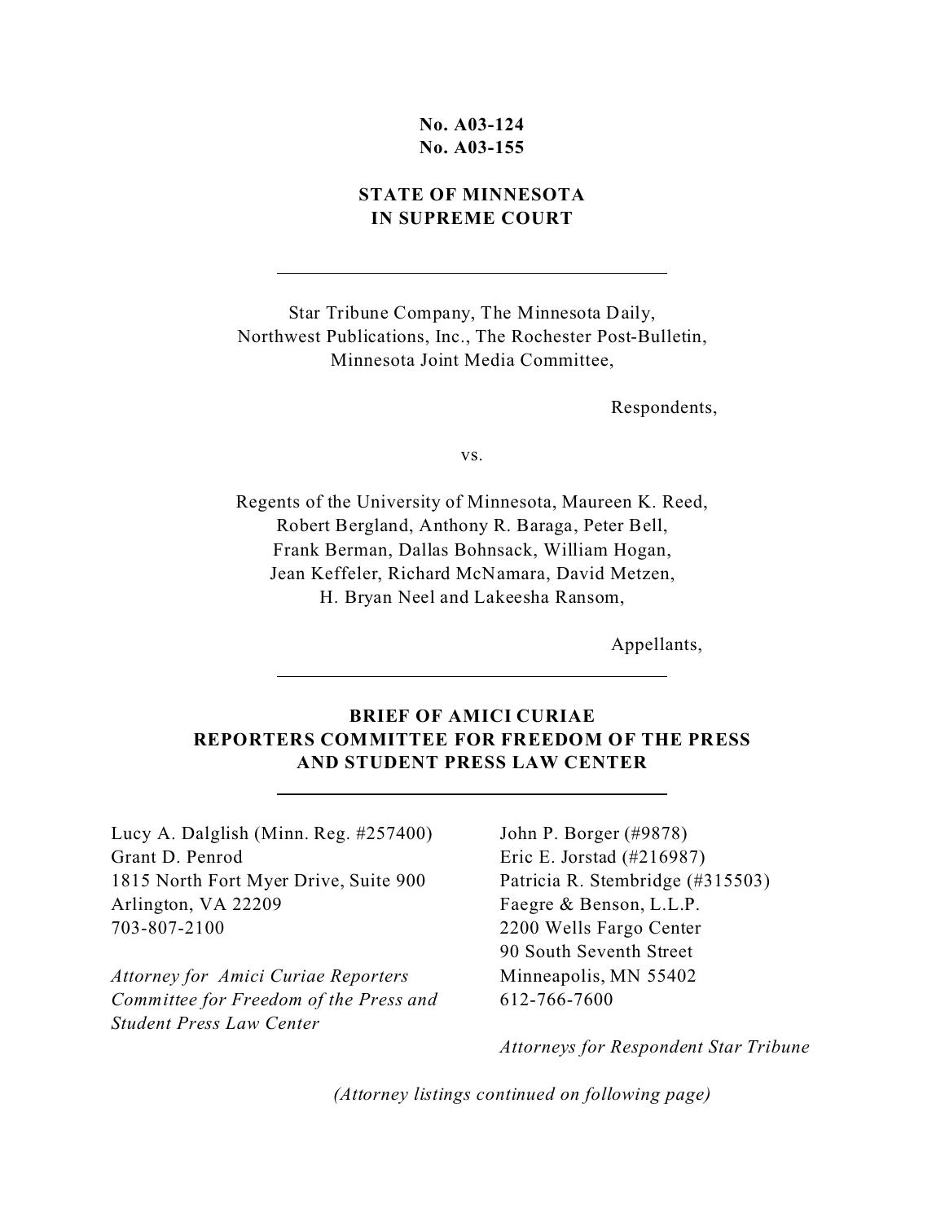**No. A03-124**
**No. A03-155**

**STATE OF MINNESOTA**
**IN SUPREME COURT**

---

Star Tribune Company, The Minnesota Daily,
Northwest Publications, Inc., The Rochester Post-Bulletin,
Minnesota Joint Media Committee,

Respondents,

vs.

Regents of the University of Minnesota, Maureen K. Reed,
Robert Bergland, Anthony R. Baraga, Peter Bell,
Frank Berman, Dallas Bohnsack, William Hogan,
Jean Keffeler, Richard McNamara, David Metzen,
H. Bryan Neel and Lakeesha Ransom,

Appellants,

---

**BRIEF OF AMICI CURIAE**
**REPORTERS COMMITTEE FOR FREEDOM OF THE PRESS**
**AND STUDENT PRESS LAW CENTER**

---

Lucy A. Dalglish (Minn. Reg. #257400)
Grant D. Penrod
1815 North Fort Myer Drive, Suite 900
Arlington, VA 22209
703-807-2100

*Attorney for Amici Curiae Reporters Committee for Freedom of the Press and Student Press Law Center*

John P. Borger (#9878)
Eric E. Jorstad (#216987)
Patricia R. Stembridge (#315503)
Faegre & Benson, L.L.P.
2200 Wells Fargo Center
90 South Seventh Street
Minneapolis, MN 55402
612-766-7600

*Attorneys for Respondent Star Tribune*

*(Attorney listings continued on following page)*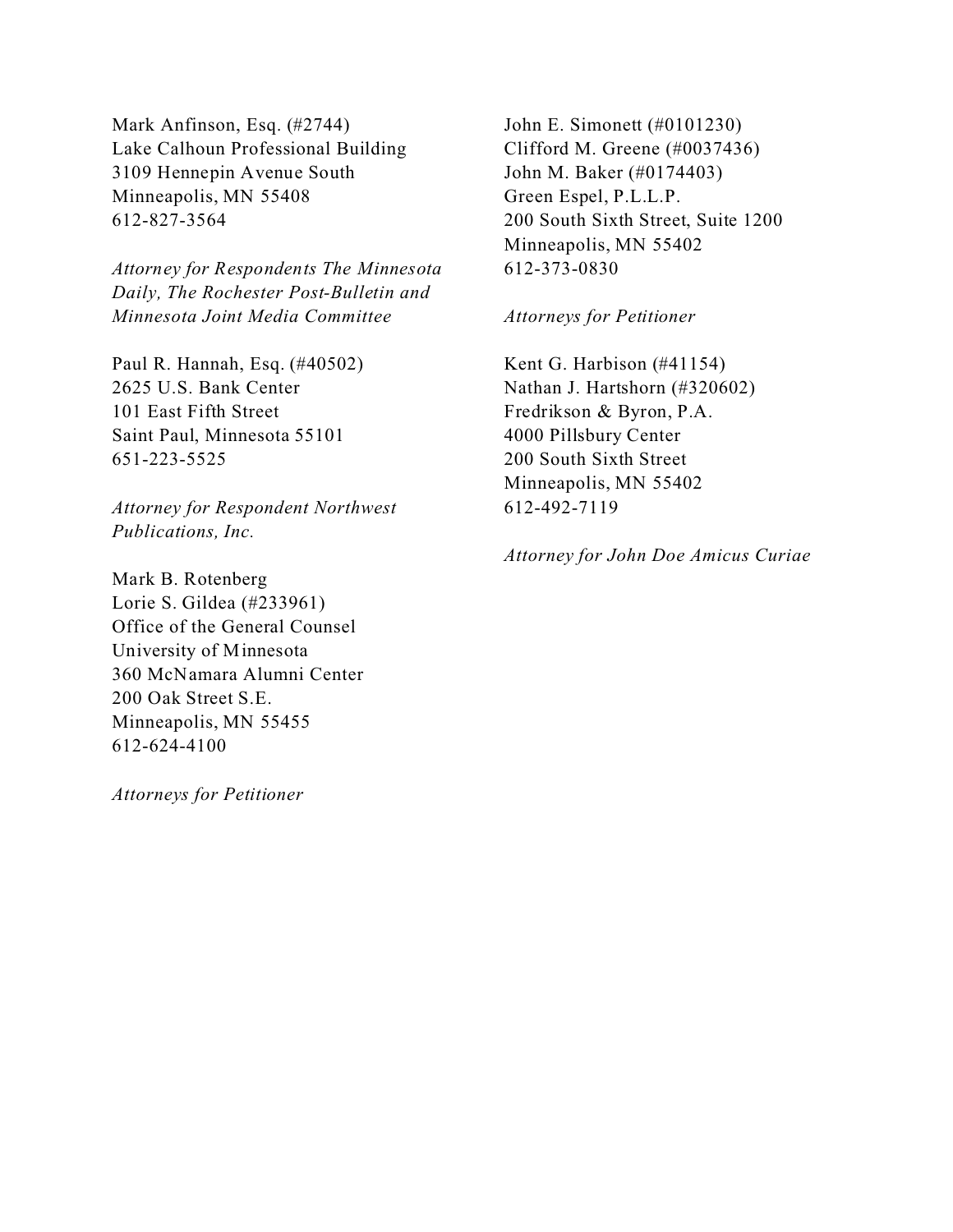Mark Anfinson, Esq. (#2744)
Lake Calhoun Professional Building
3109 Hennepin Avenue South
Minneapolis, MN 55408
612-827-3564

*Attorney for Respondents The Minnesota Daily, The Rochester Post-Bulletin and Minnesota Joint Media Committee*

Paul R. Hannah, Esq. (#40502)
2625 U.S. Bank Center
101 East Fifth Street
Saint Paul, Minnesota 55101
651-223-5525

*Attorney for Respondent Northwest Publications, Inc.*

Mark B. Rotenberg
Lorie S. Gildea (#233961)
Office of the General Counsel
University of Minnesota
360 McNamara Alumni Center
200 Oak Street S.E.
Minneapolis, MN 55455
612-624-4100

*Attorneys for Petitioner*

John E. Simonett (#0101230)
Clifford M. Greene (#0037436)
John M. Baker (#0174403)
Green Espel, P.L.L.P.
200 South Sixth Street, Suite 1200
Minneapolis, MN 55402
612-373-0830

*Attorneys for Petitioner*

Kent G. Harbison (#41154)
Nathan J. Hartshorn (#320602)
Fredrikson & Byron, P.A.
4000 Pillsbury Center
200 South Sixth Street
Minneapolis, MN 55402
612-492-7119

*Attorney for John Doe Amicus Curiae*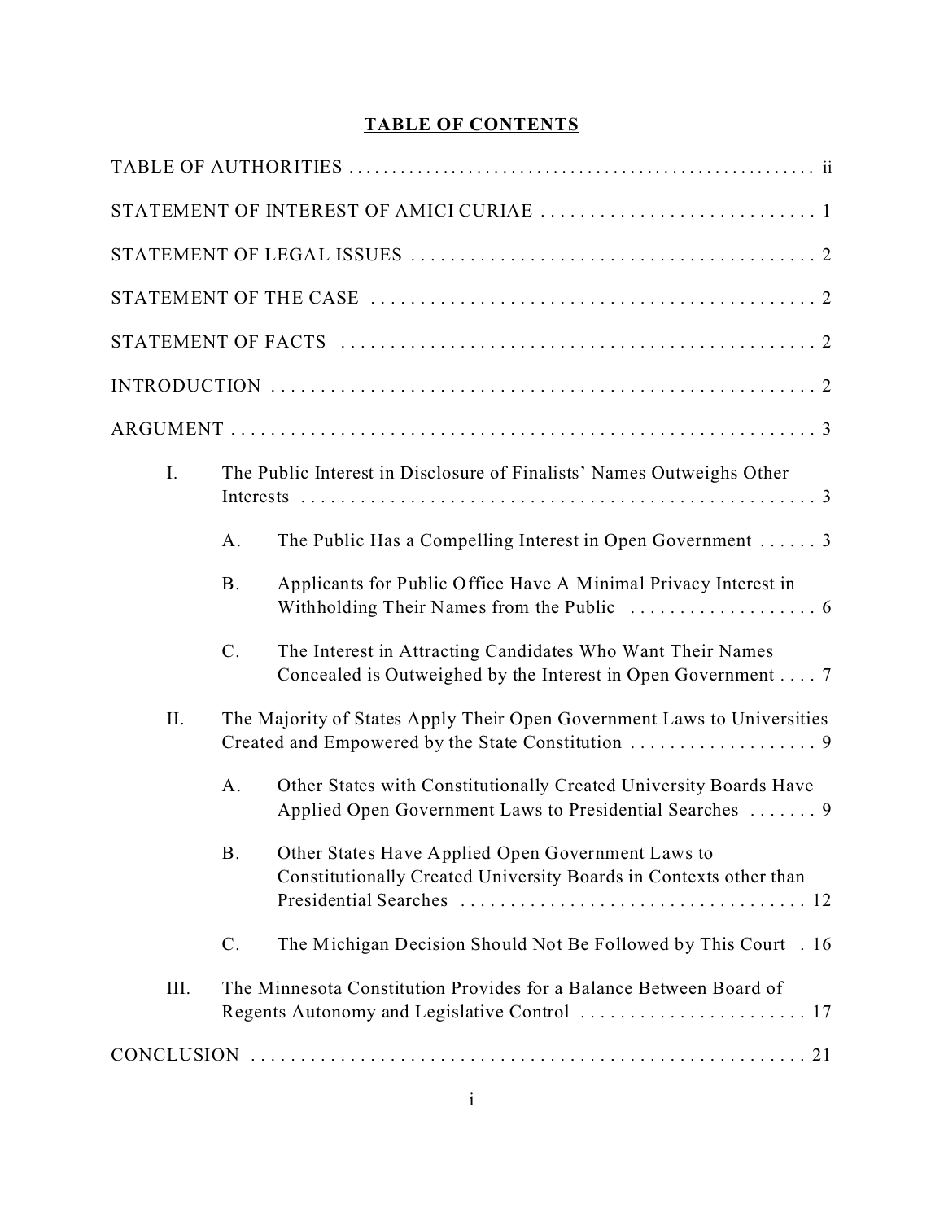# TABLE OF CONTENTS

TABLE OF AUTHORITIES . . . . . . . . . . . . . . . . . . . . . . . . . . . . . . . . . . . . . . . . . . . . . . . . . . . ii

STATEMENT OF INTEREST OF AMICI CURIAE . . . . . . . . . . . . . . . . . . . . . . . . . . . . 1

STATEMENT OF LEGAL ISSUES . . . . . . . . . . . . . . . . . . . . . . . . . . . . . . . . . . . . . . . . . 2

STATEMENT OF THE CASE . . . . . . . . . . . . . . . . . . . . . . . . . . . . . . . . . . . . . . . . . . . . 2

STATEMENT OF FACTS . . . . . . . . . . . . . . . . . . . . . . . . . . . . . . . . . . . . . . . . . . . . . . . 2

INTRODUCTION . . . . . . . . . . . . . . . . . . . . . . . . . . . . . . . . . . . . . . . . . . . . . . . . . . . . . 2

ARGUMENT . . . . . . . . . . . . . . . . . . . . . . . . . . . . . . . . . . . . . . . . . . . . . . . . . . . . . . . . . 3

- I. The Public Interest in Disclosure of Finalists' Names Outweighs Other Interests . . . . . . . . . . . . . . . . . . . . . . . . . . . . . . . . . . . . . . . . . . . . . . . . . . . . 3
  - A. The Public Has a Compelling Interest in Open Government . . . . . . 3
  - B. Applicants for Public Office Have A Minimal Privacy Interest in Withholding Their Names from the Public . . . . . . . . . . . . . . . . . . . 6
  - C. The Interest in Attracting Candidates Who Want Their Names Concealed is Outweighed by the Interest in Open Government . . . . 7
- II. The Majority of States Apply Their Open Government Laws to Universities Created and Empowered by the State Constitution . . . . . . . . . . . . . . . . . . . 9
  - A. Other States with Constitutionally Created University Boards Have Applied Open Government Laws to Presidential Searches . . . . . . . 9
  - B. Other States Have Applied Open Government Laws to Constitutionally Created University Boards in Contexts other than Presidential Searches . . . . . . . . . . . . . . . . . . . . . . . . . . . . . . . . . . 12
  - C. The Michigan Decision Should Not Be Followed by This Court . 16
- III. The Minnesota Constitution Provides for a Balance Between Board of Regents Autonomy and Legislative Control . . . . . . . . . . . . . . . . . . . . . . . 17

CONCLUSION . . . . . . . . . . . . . . . . . . . . . . . . . . . . . . . . . . . . . . . . . . . . . . . . . . . . . . . 21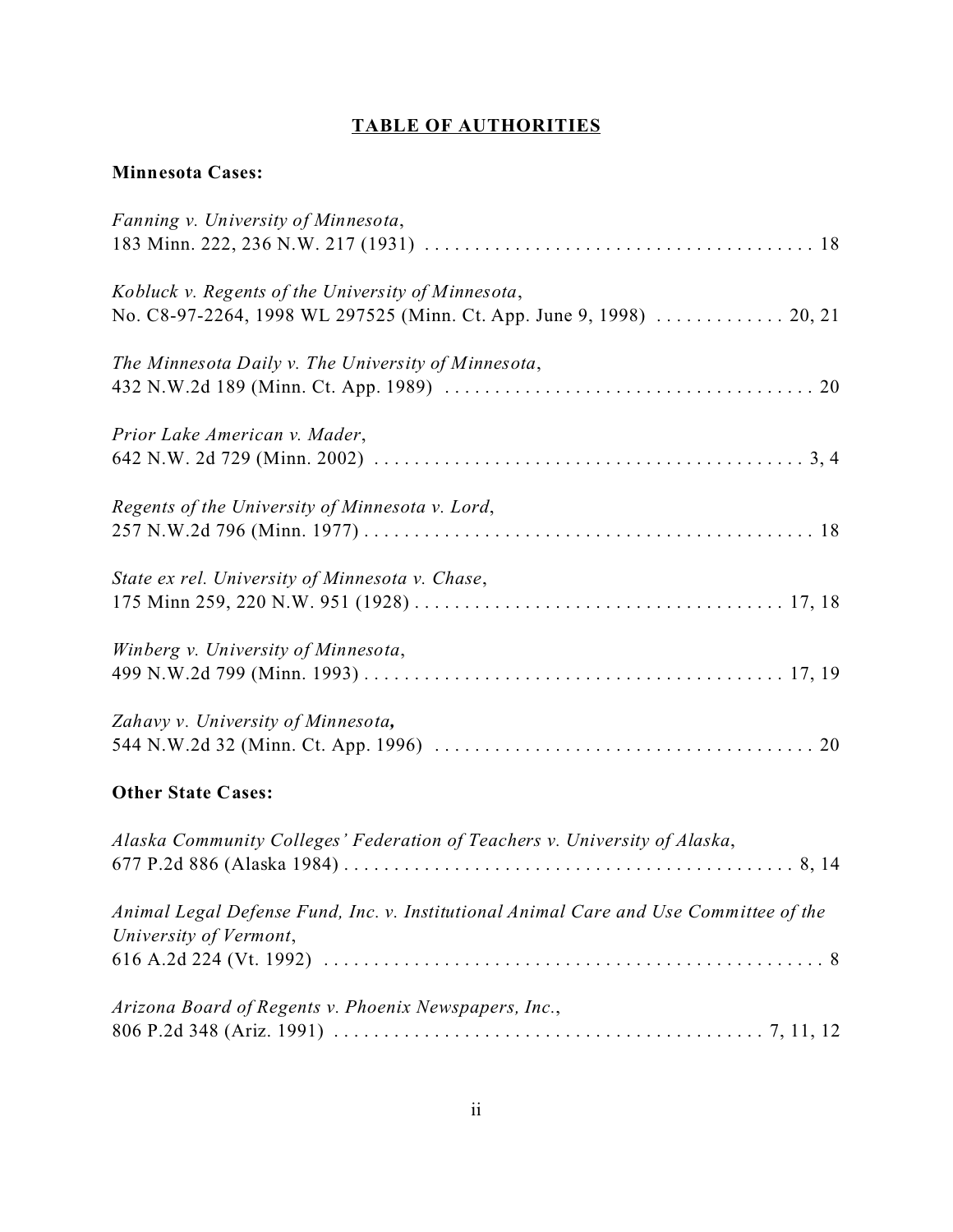# TABLE OF AUTHORITIES

**Minnesota Cases:**

*Fanning v. University of Minnesota*,
183 Minn. 222, 236 N.W. 217 (1931) . . . . . . . . . . . . . . . . . . . . . . . . . . . . . . . . . . . . . . 18

*Kobluck v. Regents of the University of Minnesota*,
No. C8-97-2264, 1998 WL 297525 (Minn. Ct. App. June 9, 1998) . . . . . . . . . . . . . 20, 21

*The Minnesota Daily v. The University of Minnesota*,
432 N.W.2d 189 (Minn. Ct. App. 1989) . . . . . . . . . . . . . . . . . . . . . . . . . . . . . . . . . . . . . 20

*Prior Lake American v. Mader*,
642 N.W. 2d 729 (Minn. 2002) . . . . . . . . . . . . . . . . . . . . . . . . . . . . . . . . . . . . . . . . . . . 3, 4

*Regents of the University of Minnesota v. Lord*,
257 N.W.2d 796 (Minn. 1977) . . . . . . . . . . . . . . . . . . . . . . . . . . . . . . . . . . . . . . . . . . . . 18

*State ex rel. University of Minnesota v. Chase*,
175 Minn 259, 220 N.W. 951 (1928) . . . . . . . . . . . . . . . . . . . . . . . . . . . . . . . . . . . . . 17, 18

*Winberg v. University of Minnesota*,
499 N.W.2d 799 (Minn. 1993) . . . . . . . . . . . . . . . . . . . . . . . . . . . . . . . . . . . . . . . . . . 17, 19

*Zahavy v. University of Minnesota*,
544 N.W.2d 32 (Minn. Ct. App. 1996) . . . . . . . . . . . . . . . . . . . . . . . . . . . . . . . . . . . . . . 20

**Other State Cases:**

*Alaska Community Colleges' Federation of Teachers v. University of Alaska*,
677 P.2d 886 (Alaska 1984) . . . . . . . . . . . . . . . . . . . . . . . . . . . . . . . . . . . . . . . . . . . . . 8, 14

*Animal Legal Defense Fund, Inc. v. Institutional Animal Care and Use Committee of the University of Vermont*,
616 A.2d 224 (Vt. 1992) . . . . . . . . . . . . . . . . . . . . . . . . . . . . . . . . . . . . . . . . . . . . . . . . . . 8

*Arizona Board of Regents v. Phoenix Newspapers, Inc.*,
806 P.2d 348 (Ariz. 1991) . . . . . . . . . . . . . . . . . . . . . . . . . . . . . . . . . . . . . . . . . . . . 7, 11, 12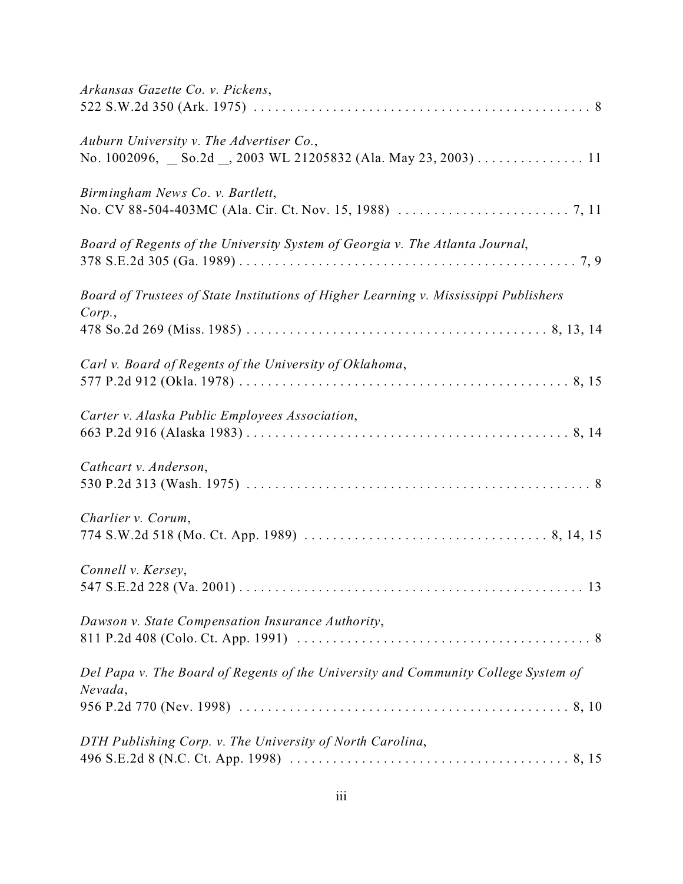*Arkansas Gazette Co. v. Pickens*,
522 S.W.2d 350 (Ark. 1975) . . . . . . . . . . . . . . . . . . . . . . . . . . . . . . . . . . . . . . . . . . . . . . 8

*Auburn University v. The Advertiser Co.*,
No. 1002096, __ So.2d __, 2003 WL 21205832 (Ala. May 23, 2003) . . . . . . . . . . . . . . . 11

*Birmingham News Co. v. Bartlett*,
No. CV 88-504-403MC (Ala. Cir. Ct. Nov. 15, 1988) . . . . . . . . . . . . . . . . . . . . . . . . . 7, 11

*Board of Regents of the University System of Georgia v. The Atlanta Journal*,
378 S.E.2d 305 (Ga. 1989) . . . . . . . . . . . . . . . . . . . . . . . . . . . . . . . . . . . . . . . . . . . . . . . 7, 9

*Board of Trustees of State Institutions of Higher Learning v. Mississippi Publishers Corp.*,
478 So.2d 269 (Miss. 1985) . . . . . . . . . . . . . . . . . . . . . . . . . . . . . . . . . . . . . . . . . . . 8, 13, 14

*Carl v. Board of Regents of the University of Oklahoma*,
577 P.2d 912 (Okla. 1978) . . . . . . . . . . . . . . . . . . . . . . . . . . . . . . . . . . . . . . . . . . . . . . 8, 15

*Carter v. Alaska Public Employees Association*,
663 P.2d 916 (Alaska 1983) . . . . . . . . . . . . . . . . . . . . . . . . . . . . . . . . . . . . . . . . . . . . . 8, 14

*Cathcart v. Anderson*,
530 P.2d 313 (Wash. 1975) . . . . . . . . . . . . . . . . . . . . . . . . . . . . . . . . . . . . . . . . . . . . . . . . 8

*Charlier v. Corum*,
774 S.W.2d 518 (Mo. Ct. App. 1989) . . . . . . . . . . . . . . . . . . . . . . . . . . . . . . . . . . . 8, 14, 15

*Connell v. Kersey*,
547 S.E.2d 228 (Va. 2001) . . . . . . . . . . . . . . . . . . . . . . . . . . . . . . . . . . . . . . . . . . . . . . . . 13

*Dawson v. State Compensation Insurance Authority*,
811 P.2d 408 (Colo. Ct. App. 1991) . . . . . . . . . . . . . . . . . . . . . . . . . . . . . . . . . . . . . . . . . 8

*Del Papa v. The Board of Regents of the University and Community College System of Nevada*,
956 P.2d 770 (Nev. 1998) . . . . . . . . . . . . . . . . . . . . . . . . . . . . . . . . . . . . . . . . . . . . . . . 8, 10

*DTH Publishing Corp. v. The University of North Carolina*,
496 S.E.2d 8 (N.C. Ct. App. 1998) . . . . . . . . . . . . . . . . . . . . . . . . . . . . . . . . . . . . . . . 8, 15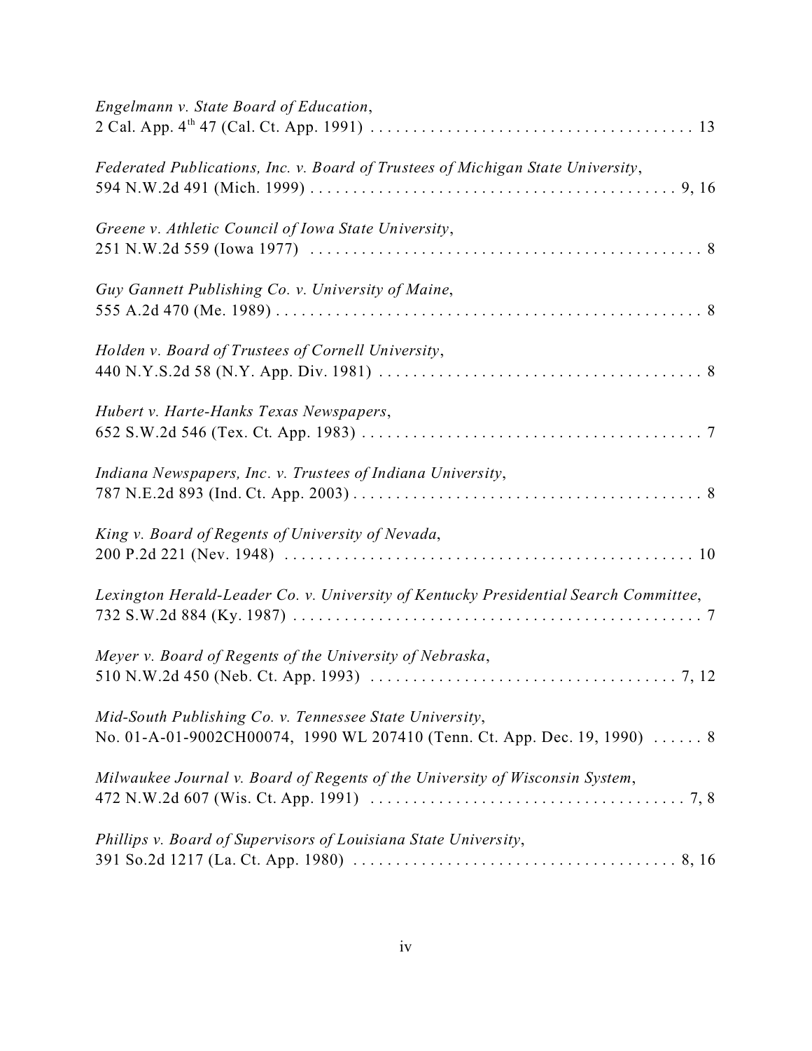*Engelmann v. State Board of Education*,
2 Cal. App. 4th 47 (Cal. Ct. App. 1991) . . . . . . . . . . . . . . . . . . . . . . . . . . . . . . . . . . . . . . 13

*Federated Publications, Inc. v. Board of Trustees of Michigan State University*,
594 N.W.2d 491 (Mich. 1999) . . . . . . . . . . . . . . . . . . . . . . . . . . . . . . . . . . . . . . . . . . . 9, 16

*Greene v. Athletic Council of Iowa State University*,
251 N.W.2d 559 (Iowa 1977) . . . . . . . . . . . . . . . . . . . . . . . . . . . . . . . . . . . . . . . . . . . . . . 8

*Guy Gannett Publishing Co. v. University of Maine*,
555 A.2d 470 (Me. 1989) . . . . . . . . . . . . . . . . . . . . . . . . . . . . . . . . . . . . . . . . . . . . . . . . . 8

*Holden v. Board of Trustees of Cornell University*,
440 N.Y.S.2d 58 (N.Y. App. Div. 1981) . . . . . . . . . . . . . . . . . . . . . . . . . . . . . . . . . . . . . . 8

*Hubert v. Harte-Hanks Texas Newspapers*,
652 S.W.2d 546 (Tex. Ct. App. 1983) . . . . . . . . . . . . . . . . . . . . . . . . . . . . . . . . . . . . . . . . 7

*Indiana Newspapers, Inc. v. Trustees of Indiana University*,
787 N.E.2d 893 (Ind. Ct. App. 2003) . . . . . . . . . . . . . . . . . . . . . . . . . . . . . . . . . . . . . . . . . 8

*King v. Board of Regents of University of Nevada*,
200 P.2d 221 (Nev. 1948) . . . . . . . . . . . . . . . . . . . . . . . . . . . . . . . . . . . . . . . . . . . . . . . . 10

*Lexington Herald-Leader Co. v. University of Kentucky Presidential Search Committee*,
732 S.W.2d 884 (Ky. 1987) . . . . . . . . . . . . . . . . . . . . . . . . . . . . . . . . . . . . . . . . . . . . . . . . 7

*Meyer v. Board of Regents of the University of Nebraska*,
510 N.W.2d 450 (Neb. Ct. App. 1993) . . . . . . . . . . . . . . . . . . . . . . . . . . . . . . . . . . . . 7, 12

*Mid-South Publishing Co. v. Tennessee State University*,
No. 01-A-01-9002CH00074, 1990 WL 207410 (Tenn. Ct. App. Dec. 19, 1990) . . . . . . 8

*Milwaukee Journal v. Board of Regents of the University of Wisconsin System*,
472 N.W.2d 607 (Wis. Ct. App. 1991) . . . . . . . . . . . . . . . . . . . . . . . . . . . . . . . . . . . . . 7, 8

*Phillips v. Board of Supervisors of Louisiana State University*,
391 So.2d 1217 (La. Ct. App. 1980) . . . . . . . . . . . . . . . . . . . . . . . . . . . . . . . . . . . . . . 8, 16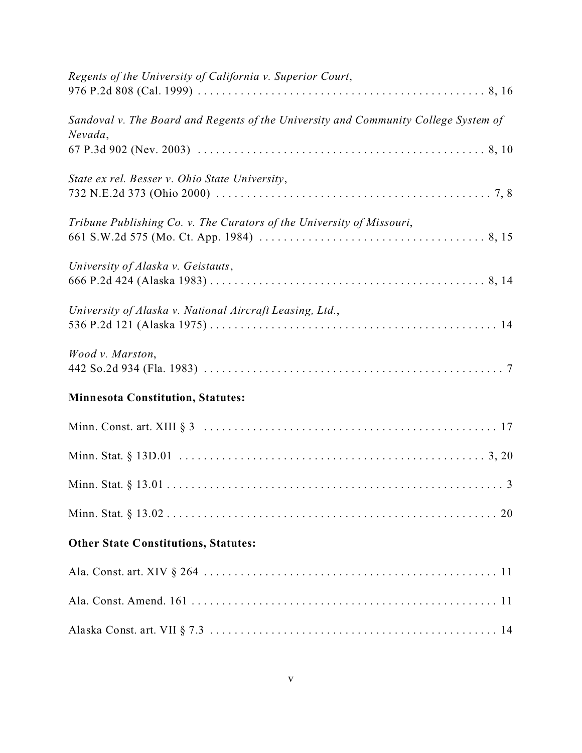*Regents of the University of California v. Superior Court*,
976 P.2d 808 (Cal. 1999) . . . . . . . . . . . . . . . . . . . . . . . . . . . . . . . . . . . . . . . . . . . . . . 8, 16

*Sandoval v. The Board and Regents of the University and Community College System of Nevada*,
67 P.3d 902 (Nev. 2003) . . . . . . . . . . . . . . . . . . . . . . . . . . . . . . . . . . . . . . . . . . . . . . . 8, 10

*State ex rel. Besser v. Ohio State University*,
732 N.E.2d 373 (Ohio 2000) . . . . . . . . . . . . . . . . . . . . . . . . . . . . . . . . . . . . . . . . . . . . . 7, 8

*Tribune Publishing Co. v. The Curators of the University of Missouri*,
661 S.W.2d 575 (Mo. Ct. App. 1984) . . . . . . . . . . . . . . . . . . . . . . . . . . . . . . . . . . . . . 8, 15

*University of Alaska v. Geistauts*,
666 P.2d 424 (Alaska 1983) . . . . . . . . . . . . . . . . . . . . . . . . . . . . . . . . . . . . . . . . . . . . . 8, 14

*University of Alaska v. National Aircraft Leasing, Ltd.*,
536 P.2d 121 (Alaska 1975) . . . . . . . . . . . . . . . . . . . . . . . . . . . . . . . . . . . . . . . . . . . . . . 14

*Wood v. Marston*,
442 So.2d 934 (Fla. 1983) . . . . . . . . . . . . . . . . . . . . . . . . . . . . . . . . . . . . . . . . . . . . . . . . 7

**Minnesota Constitution, Statutes:**

Minn. Const. art. XIII § 3 . . . . . . . . . . . . . . . . . . . . . . . . . . . . . . . . . . . . . . . . . . . . . . . . 17

Minn. Stat. § 13D.01 . . . . . . . . . . . . . . . . . . . . . . . . . . . . . . . . . . . . . . . . . . . . . . . . . . 3, 20

Minn. Stat. § 13.01 . . . . . . . . . . . . . . . . . . . . . . . . . . . . . . . . . . . . . . . . . . . . . . . . . . . . . . 3

Minn. Stat. § 13.02 . . . . . . . . . . . . . . . . . . . . . . . . . . . . . . . . . . . . . . . . . . . . . . . . . . . . . 20

**Other State Constitutions, Statutes:**

Ala. Const. art. XIV § 264 . . . . . . . . . . . . . . . . . . . . . . . . . . . . . . . . . . . . . . . . . . . . . . . . 11

Ala. Const. Amend. 161 . . . . . . . . . . . . . . . . . . . . . . . . . . . . . . . . . . . . . . . . . . . . . . . . . . 11

Alaska Const. art. VII § 7.3 . . . . . . . . . . . . . . . . . . . . . . . . . . . . . . . . . . . . . . . . . . . . . . . 14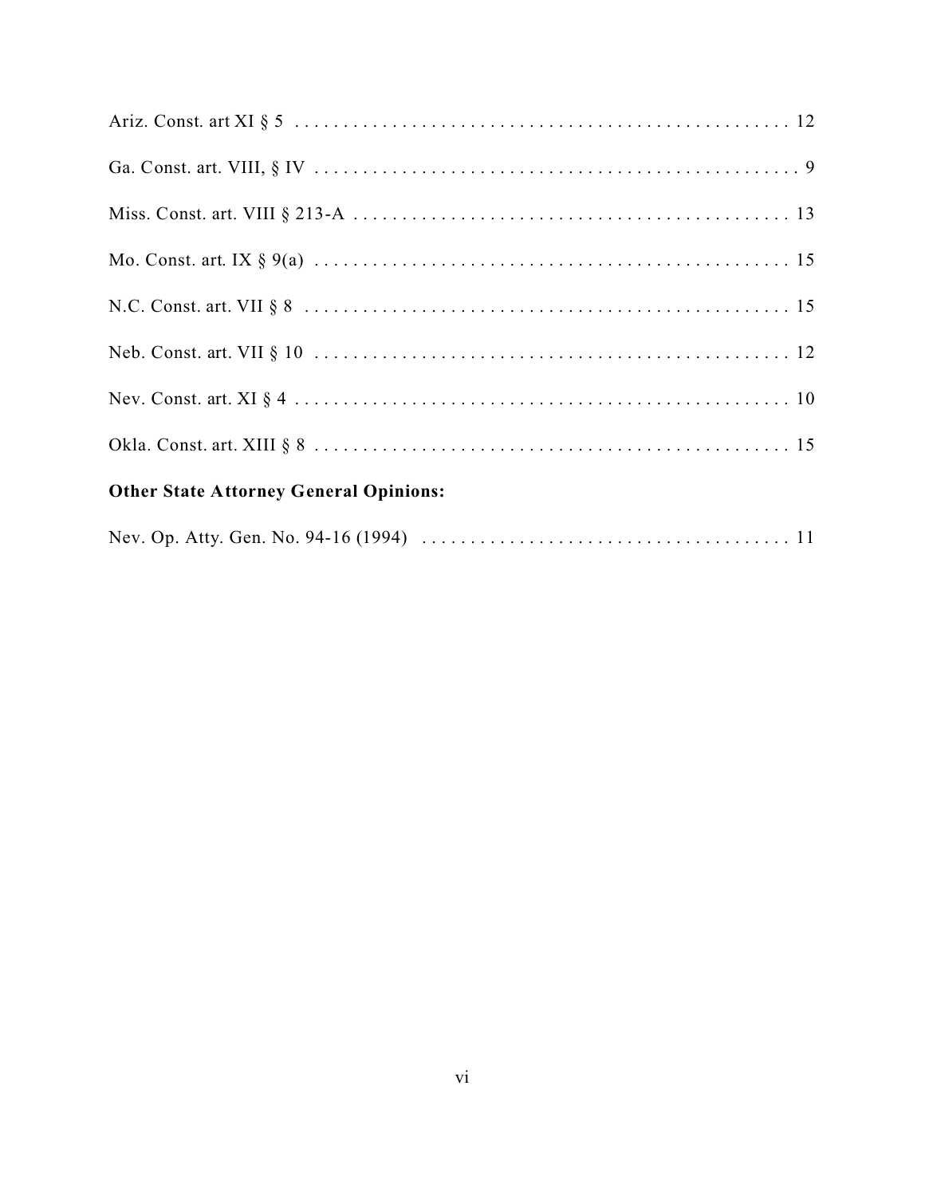Ariz. Const. art XI § 5 . . . . . . . . . . . . . . . . . . . . . . . . . . . . . . . . . . . . . . . . . . . . . . . . . 12

Ga. Const. art. VIII, § IV . . . . . . . . . . . . . . . . . . . . . . . . . . . . . . . . . . . . . . . . . . . . . . . . . 9

Miss. Const. art. VIII § 213-A . . . . . . . . . . . . . . . . . . . . . . . . . . . . . . . . . . . . . . . . . . . . 13

Mo. Const. art. IX § 9(a) . . . . . . . . . . . . . . . . . . . . . . . . . . . . . . . . . . . . . . . . . . . . . . . . 15

N.C. Const. art. VII § 8 . . . . . . . . . . . . . . . . . . . . . . . . . . . . . . . . . . . . . . . . . . . . . . . . . 15

Neb. Const. art. VII § 10 . . . . . . . . . . . . . . . . . . . . . . . . . . . . . . . . . . . . . . . . . . . . . . . . 12

Nev. Const. art. XI § 4 . . . . . . . . . . . . . . . . . . . . . . . . . . . . . . . . . . . . . . . . . . . . . . . . . . 10

Okla. Const. art. XIII § 8 . . . . . . . . . . . . . . . . . . . . . . . . . . . . . . . . . . . . . . . . . . . . . . . . 15

**Other State Attorney General Opinions:**

Nev. Op. Atty. Gen. No. 94-16 (1994) . . . . . . . . . . . . . . . . . . . . . . . . . . . . . . . . . . . . . 11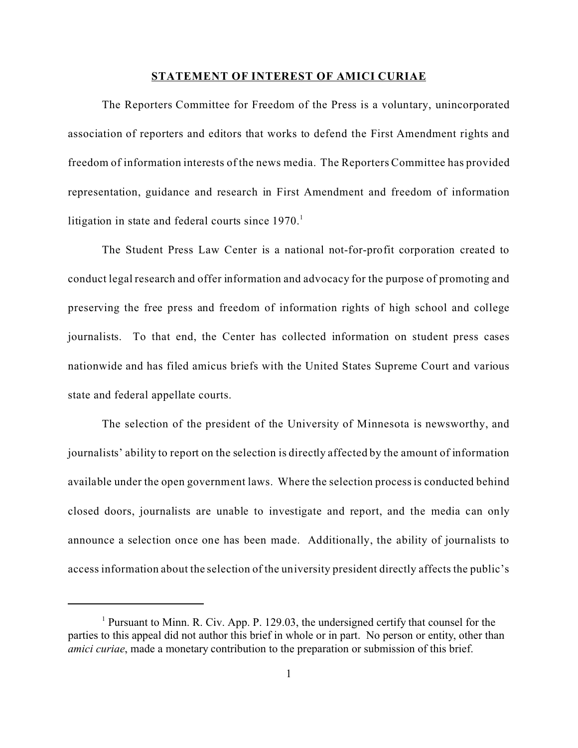## STATEMENT OF INTEREST OF AMICI CURIAE

The Reporters Committee for Freedom of the Press is a voluntary, unincorporated association of reporters and editors that works to defend the First Amendment rights and freedom of information interests of the news media. The Reporters Committee has provided representation, guidance and research in First Amendment and freedom of information litigation in state and federal courts since 1970.[1]

The Student Press Law Center is a national not-for-profit corporation created to conduct legal research and offer information and advocacy for the purpose of promoting and preserving the free press and freedom of information rights of high school and college journalists. To that end, the Center has collected information on student press cases nationwide and has filed amicus briefs with the United States Supreme Court and various state and federal appellate courts.

The selection of the president of the University of Minnesota is newsworthy, and journalists' ability to report on the selection is directly affected by the amount of information available under the open government laws. Where the selection process is conducted behind closed doors, journalists are unable to investigate and report, and the media can only announce a selection once one has been made. Additionally, the ability of journalists to access information about the selection of the university president directly affects the public's

---

[1] Pursuant to Minn. R. Civ. App. P. 129.03, the undersigned certify that counsel for the parties to this appeal did not author this brief in whole or in part. No person or entity, other than *amici curiae*, made a monetary contribution to the preparation or submission of this brief.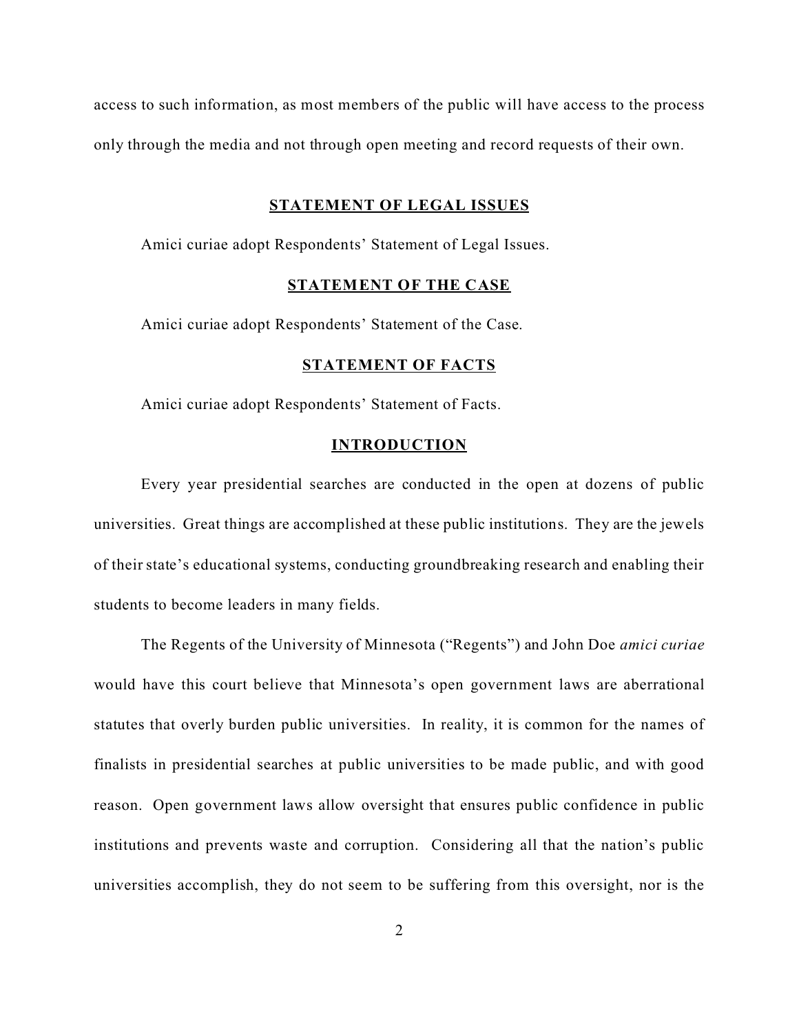access to such information, as most members of the public will have access to the process only through the media and not through open meeting and record requests of their own.

## STATEMENT OF LEGAL ISSUES

Amici curiae adopt Respondents' Statement of Legal Issues.

## STATEMENT OF THE CASE

Amici curiae adopt Respondents' Statement of the Case.

## STATEMENT OF FACTS

Amici curiae adopt Respondents' Statement of Facts.

## INTRODUCTION

Every year presidential searches are conducted in the open at dozens of public universities. Great things are accomplished at these public institutions. They are the jewels of their state's educational systems, conducting groundbreaking research and enabling their students to become leaders in many fields.

The Regents of the University of Minnesota ("Regents") and John Doe *amici curiae* would have this court believe that Minnesota's open government laws are aberrational statutes that overly burden public universities. In reality, it is common for the names of finalists in presidential searches at public universities to be made public, and with good reason. Open government laws allow oversight that ensures public confidence in public institutions and prevents waste and corruption. Considering all that the nation's public universities accomplish, they do not seem to be suffering from this oversight, nor is the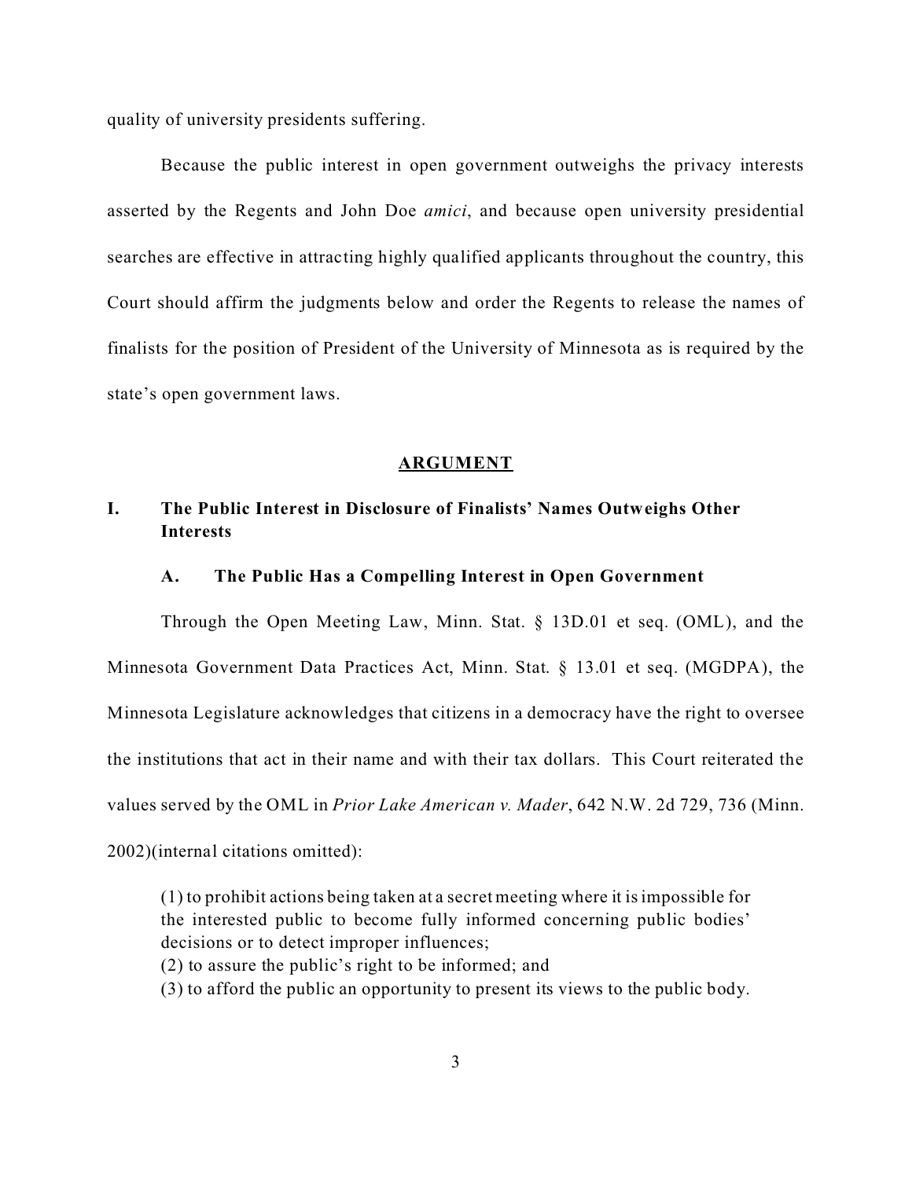quality of university presidents suffering.

Because the public interest in open government outweighs the privacy interests asserted by the Regents and John Doe *amici*, and because open university presidential searches are effective in attracting highly qualified applicants throughout the country, this Court should affirm the judgments below and order the Regents to release the names of finalists for the position of President of the University of Minnesota as is required by the state's open government laws.

## ARGUMENT

### I. The Public Interest in Disclosure of Finalists' Names Outweighs Other Interests

#### A. The Public Has a Compelling Interest in Open Government

Through the Open Meeting Law, Minn. Stat. § 13D.01 et seq. (OML), and the Minnesota Government Data Practices Act, Minn. Stat. § 13.01 et seq. (MGDPA), the Minnesota Legislature acknowledges that citizens in a democracy have the right to oversee the institutions that act in their name and with their tax dollars. This Court reiterated the values served by the OML in *Prior Lake American v. Mader*, 642 N.W. 2d 729, 736 (Minn. 2002)(internal citations omitted):

> (1) to prohibit actions being taken at a secret meeting where it is impossible for the interested public to become fully informed concerning public bodies' decisions or to detect improper influences;
> (2) to assure the public's right to be informed; and
> (3) to afford the public an opportunity to present its views to the public body.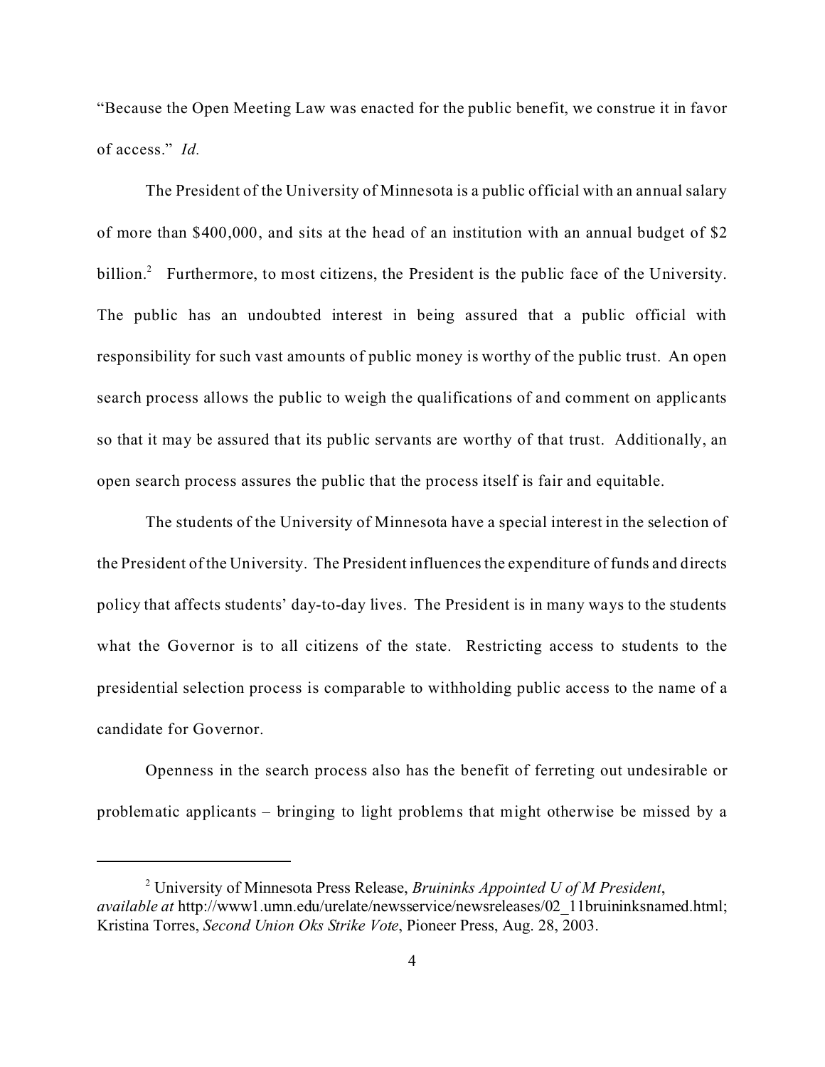"Because the Open Meeting Law was enacted for the public benefit, we construe it in favor of access." *Id.*

The President of the University of Minnesota is a public official with an annual salary of more than $400,000, and sits at the head of an institution with an annual budget of $2 billion.[2] Furthermore, to most citizens, the President is the public face of the University. The public has an undoubted interest in being assured that a public official with responsibility for such vast amounts of public money is worthy of the public trust. An open search process allows the public to weigh the qualifications of and comment on applicants so that it may be assured that its public servants are worthy of that trust. Additionally, an open search process assures the public that the process itself is fair and equitable.

The students of the University of Minnesota have a special interest in the selection of the President of the University. The President influences the expenditure of funds and directs policy that affects students' day-to-day lives. The President is in many ways to the students what the Governor is to all citizens of the state. Restricting access to students to the presidential selection process is comparable to withholding public access to the name of a candidate for Governor.

Openness in the search process also has the benefit of ferreting out undesirable or problematic applicants – bringing to light problems that might otherwise be missed by a

---

[2] University of Minnesota Press Release, *Bruininks Appointed U of M President*, *available at* http://www1.umn.edu/urelate/newsservice/newsreleases/02_11bruininksnamed.html; Kristina Torres, *Second Union Oks Strike Vote*, Pioneer Press, Aug. 28, 2003.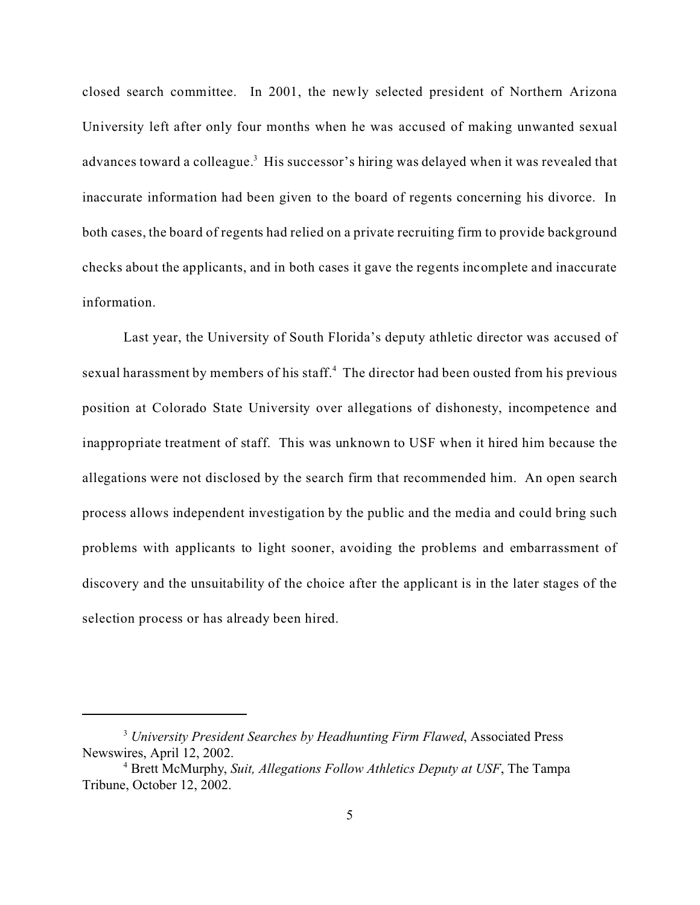closed search committee. In 2001, the newly selected president of Northern Arizona University left after only four months when he was accused of making unwanted sexual advances toward a colleague.[3] His successor's hiring was delayed when it was revealed that inaccurate information had been given to the board of regents concerning his divorce. In both cases, the board of regents had relied on a private recruiting firm to provide background checks about the applicants, and in both cases it gave the regents incomplete and inaccurate information.

Last year, the University of South Florida's deputy athletic director was accused of sexual harassment by members of his staff.[4] The director had been ousted from his previous position at Colorado State University over allegations of dishonesty, incompetence and inappropriate treatment of staff. This was unknown to USF when it hired him because the allegations were not disclosed by the search firm that recommended him. An open search process allows independent investigation by the public and the media and could bring such problems with applicants to light sooner, avoiding the problems and embarrassment of discovery and the unsuitability of the choice after the applicant is in the later stages of the selection process or has already been hired.

---

[3] *University President Searches by Headhunting Firm Flawed*, Associated Press Newswires, April 12, 2002.

[4] Brett McMurphy, *Suit, Allegations Follow Athletics Deputy at USF*, The Tampa Tribune, October 12, 2002.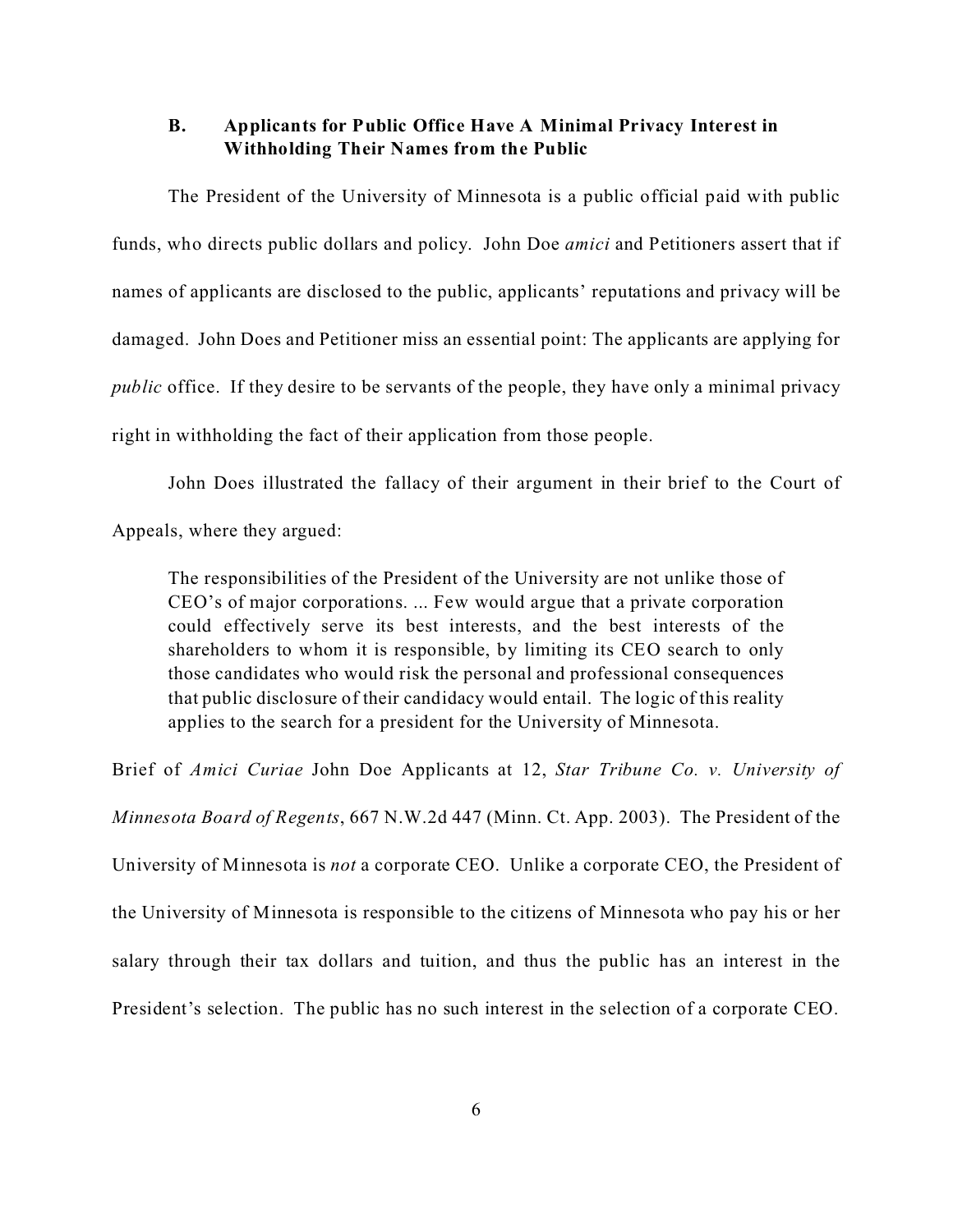### B. Applicants for Public Office Have A Minimal Privacy Interest in Withholding Their Names from the Public

The President of the University of Minnesota is a public official paid with public funds, who directs public dollars and policy. John Doe *amici* and Petitioners assert that if names of applicants are disclosed to the public, applicants' reputations and privacy will be damaged. John Does and Petitioner miss an essential point: The applicants are applying for *public* office. If they desire to be servants of the people, they have only a minimal privacy right in withholding the fact of their application from those people.

John Does illustrated the fallacy of their argument in their brief to the Court of Appeals, where they argued:

> The responsibilities of the President of the University are not unlike those of CEO's of major corporations. ... Few would argue that a private corporation could effectively serve its best interests, and the best interests of the shareholders to whom it is responsible, by limiting its CEO search to only those candidates who would risk the personal and professional consequences that public disclosure of their candidacy would entail. The logic of this reality applies to the search for a president for the University of Minnesota.

Brief of *Amici Curiae* John Doe Applicants at 12, *Star Tribune Co. v. University of Minnesota Board of Regents*, 667 N.W.2d 447 (Minn. Ct. App. 2003). The President of the University of Minnesota is *not* a corporate CEO. Unlike a corporate CEO, the President of the University of Minnesota is responsible to the citizens of Minnesota who pay his or her salary through their tax dollars and tuition, and thus the public has an interest in the President's selection. The public has no such interest in the selection of a corporate CEO.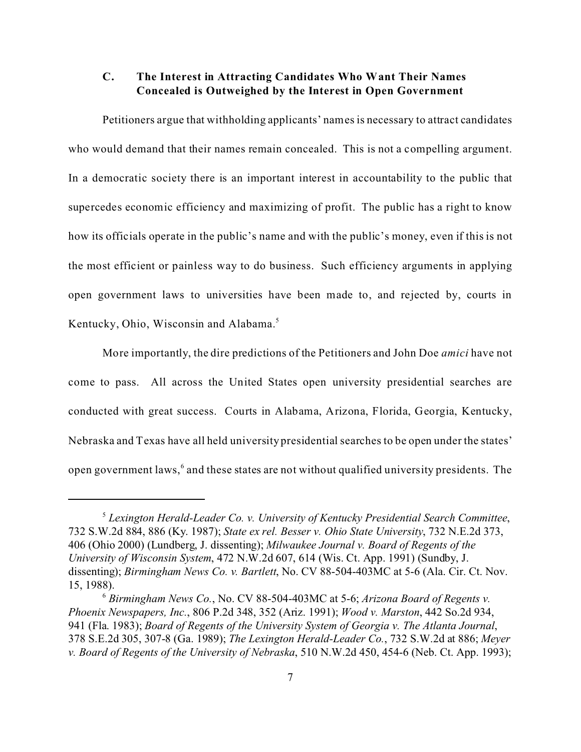### C. The Interest in Attracting Candidates Who Want Their Names Concealed is Outweighed by the Interest in Open Government

Petitioners argue that withholding applicants' names is necessary to attract candidates who would demand that their names remain concealed. This is not a compelling argument. In a democratic society there is an important interest in accountability to the public that supercedes economic efficiency and maximizing of profit. The public has a right to know how its officials operate in the public's name and with the public's money, even if this is not the most efficient or painless way to do business. Such efficiency arguments in applying open government laws to universities have been made to, and rejected by, courts in Kentucky, Ohio, Wisconsin and Alabama.[5]

More importantly, the dire predictions of the Petitioners and John Doe *amici* have not come to pass. All across the United States open university presidential searches are conducted with great success. Courts in Alabama, Arizona, Florida, Georgia, Kentucky, Nebraska and Texas have all held university presidential searches to be open under the states' open government laws,[6] and these states are not without qualified university presidents. The

---

[5] *Lexington Herald-Leader Co. v. University of Kentucky Presidential Search Committee*, 732 S.W.2d 884, 886 (Ky. 1987); *State ex rel. Besser v. Ohio State University*, 732 N.E.2d 373, 406 (Ohio 2000) (Lundberg, J. dissenting); *Milwaukee Journal v. Board of Regents of the University of Wisconsin System*, 472 N.W.2d 607, 614 (Wis. Ct. App. 1991) (Sundby, J. dissenting); *Birmingham News Co. v. Bartlett*, No. CV 88-504-403MC at 5-6 (Ala. Cir. Ct. Nov. 15, 1988).

[6] *Birmingham News Co.*, No. CV 88-504-403MC at 5-6; *Arizona Board of Regents v. Phoenix Newspapers, Inc.*, 806 P.2d 348, 352 (Ariz. 1991); *Wood v. Marston*, 442 So.2d 934, 941 (Fla. 1983); *Board of Regents of the University System of Georgia v. The Atlanta Journal*, 378 S.E.2d 305, 307-8 (Ga. 1989); *The Lexington Herald-Leader Co.*, 732 S.W.2d at 886; *Meyer v. Board of Regents of the University of Nebraska*, 510 N.W.2d 450, 454-6 (Neb. Ct. App. 1993);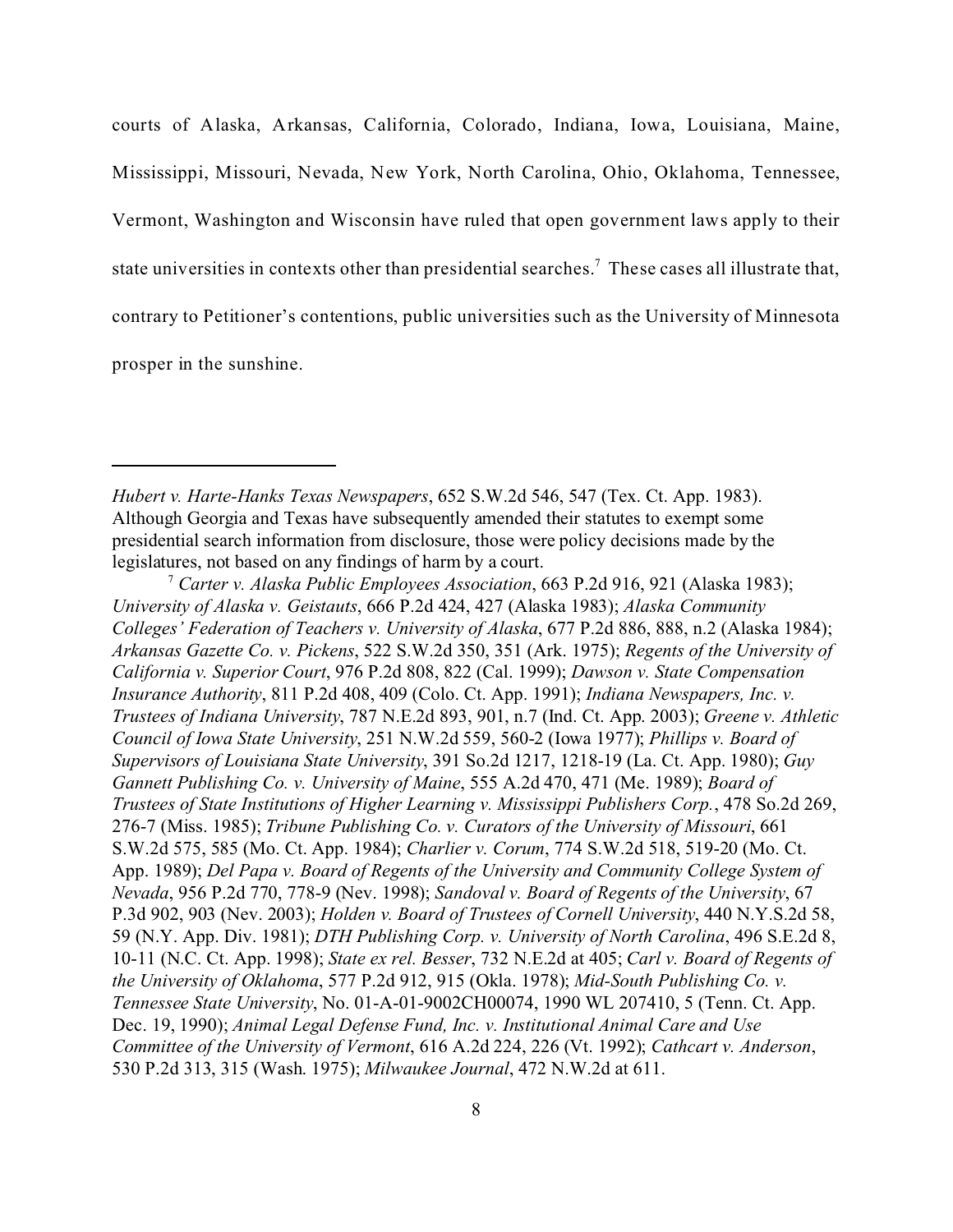courts of Alaska, Arkansas, California, Colorado, Indiana, Iowa, Louisiana, Maine, Mississippi, Missouri, Nevada, New York, North Carolina, Ohio, Oklahoma, Tennessee, Vermont, Washington and Wisconsin have ruled that open government laws apply to their state universities in contexts other than presidential searches.[7] These cases all illustrate that, contrary to Petitioner's contentions, public universities such as the University of Minnesota prosper in the sunshine.

---

*Hubert v. Harte-Hanks Texas Newspapers*, 652 S.W.2d 546, 547 (Tex. Ct. App. 1983). Although Georgia and Texas have subsequently amended their statutes to exempt some presidential search information from disclosure, those were policy decisions made by the legislatures, not based on any findings of harm by a court.

[7] *Carter v. Alaska Public Employees Association*, 663 P.2d 916, 921 (Alaska 1983); *University of Alaska v. Geistauts*, 666 P.2d 424, 427 (Alaska 1983); *Alaska Community Colleges' Federation of Teachers v. University of Alaska*, 677 P.2d 886, 888, n.2 (Alaska 1984); *Arkansas Gazette Co. v. Pickens*, 522 S.W.2d 350, 351 (Ark. 1975); *Regents of the University of California v. Superior Court*, 976 P.2d 808, 822 (Cal. 1999); *Dawson v. State Compensation Insurance Authority*, 811 P.2d 408, 409 (Colo. Ct. App. 1991); *Indiana Newspapers, Inc. v. Trustees of Indiana University*, 787 N.E.2d 893, 901, n.7 (Ind. Ct. App. 2003); *Greene v. Athletic Council of Iowa State University*, 251 N.W.2d 559, 560-2 (Iowa 1977); *Phillips v. Board of Supervisors of Louisiana State University*, 391 So.2d 1217, 1218-19 (La. Ct. App. 1980); *Guy Gannett Publishing Co. v. University of Maine*, 555 A.2d 470, 471 (Me. 1989); *Board of Trustees of State Institutions of Higher Learning v. Mississippi Publishers Corp.*, 478 So.2d 269, 276-7 (Miss. 1985); *Tribune Publishing Co. v. Curators of the University of Missouri*, 661 S.W.2d 575, 585 (Mo. Ct. App. 1984); *Charlier v. Corum*, 774 S.W.2d 518, 519-20 (Mo. Ct. App. 1989); *Del Papa v. Board of Regents of the University and Community College System of Nevada*, 956 P.2d 770, 778-9 (Nev. 1998); *Sandoval v. Board of Regents of the University*, 67 P.3d 902, 903 (Nev. 2003); *Holden v. Board of Trustees of Cornell University*, 440 N.Y.S.2d 58, 59 (N.Y. App. Div. 1981); *DTH Publishing Corp. v. University of North Carolina*, 496 S.E.2d 8, 10-11 (N.C. Ct. App. 1998); *State ex rel. Besser*, 732 N.E.2d at 405; *Carl v. Board of Regents of the University of Oklahoma*, 577 P.2d 912, 915 (Okla. 1978); *Mid-South Publishing Co. v. Tennessee State University*, No. 01-A-01-9002CH00074, 1990 WL 207410, 5 (Tenn. Ct. App. Dec. 19, 1990); *Animal Legal Defense Fund, Inc. v. Institutional Animal Care and Use Committee of the University of Vermont*, 616 A.2d 224, 226 (Vt. 1992); *Cathcart v. Anderson*, 530 P.2d 313, 315 (Wash. 1975); *Milwaukee Journal*, 472 N.W.2d at 611.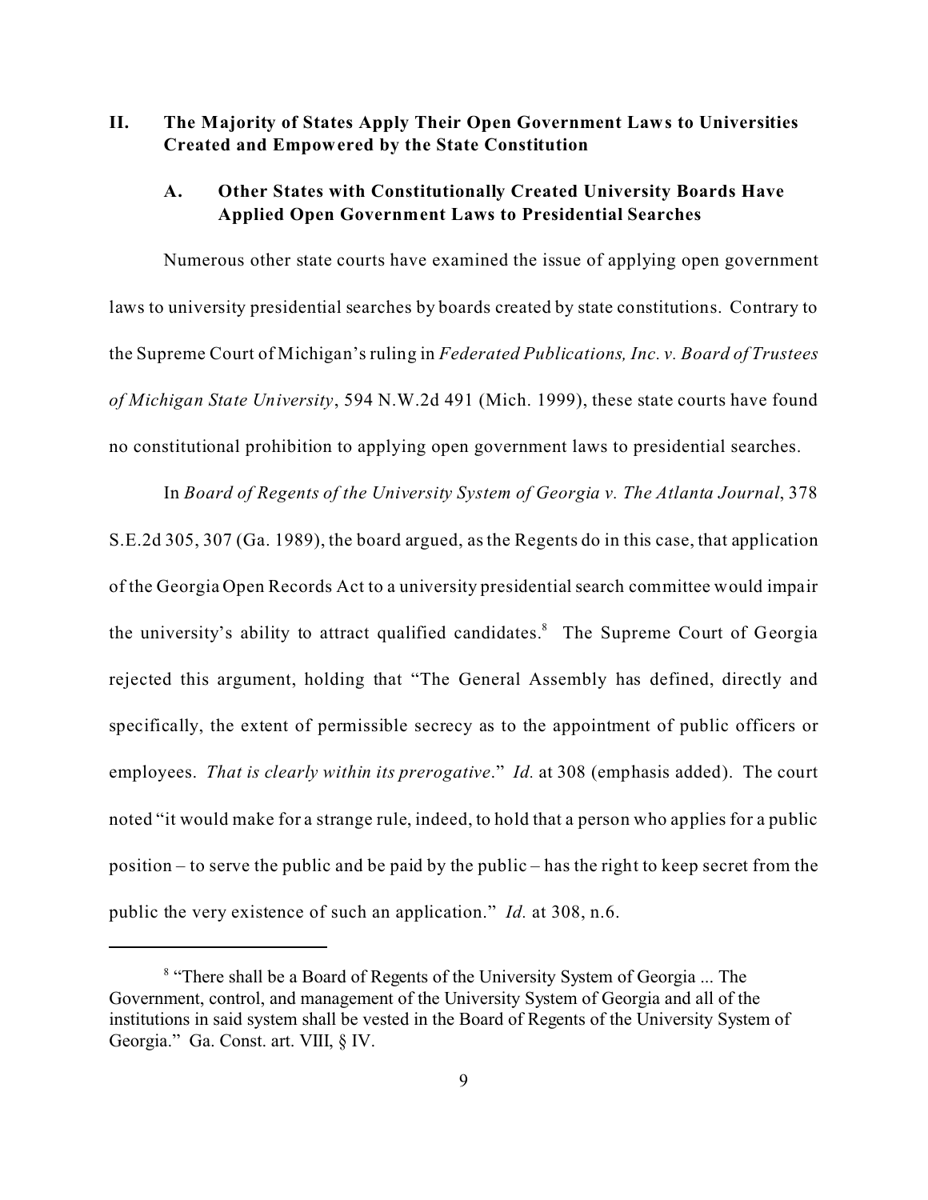## II. The Majority of States Apply Their Open Government Laws to Universities Created and Empowered by the State Constitution

### A. Other States with Constitutionally Created University Boards Have Applied Open Government Laws to Presidential Searches

Numerous other state courts have examined the issue of applying open government laws to university presidential searches by boards created by state constitutions. Contrary to the Supreme Court of Michigan's ruling in *Federated Publications, Inc. v. Board of Trustees of Michigan State University*, 594 N.W.2d 491 (Mich. 1999), these state courts have found no constitutional prohibition to applying open government laws to presidential searches.

In *Board of Regents of the University System of Georgia v. The Atlanta Journal*, 378 S.E.2d 305, 307 (Ga. 1989), the board argued, as the Regents do in this case, that application of the Georgia Open Records Act to a university presidential search committee would impair the university's ability to attract qualified candidates.[8] The Supreme Court of Georgia rejected this argument, holding that "The General Assembly has defined, directly and specifically, the extent of permissible secrecy as to the appointment of public officers or employees. *That is clearly within its prerogative*." *Id.* at 308 (emphasis added). The court noted "it would make for a strange rule, indeed, to hold that a person who applies for a public position – to serve the public and be paid by the public – has the right to keep secret from the public the very existence of such an application." *Id.* at 308, n.6.

---

[8] "There shall be a Board of Regents of the University System of Georgia ... The Government, control, and management of the University System of Georgia and all of the institutions in said system shall be vested in the Board of Regents of the University System of Georgia." Ga. Const. art. VIII, § IV.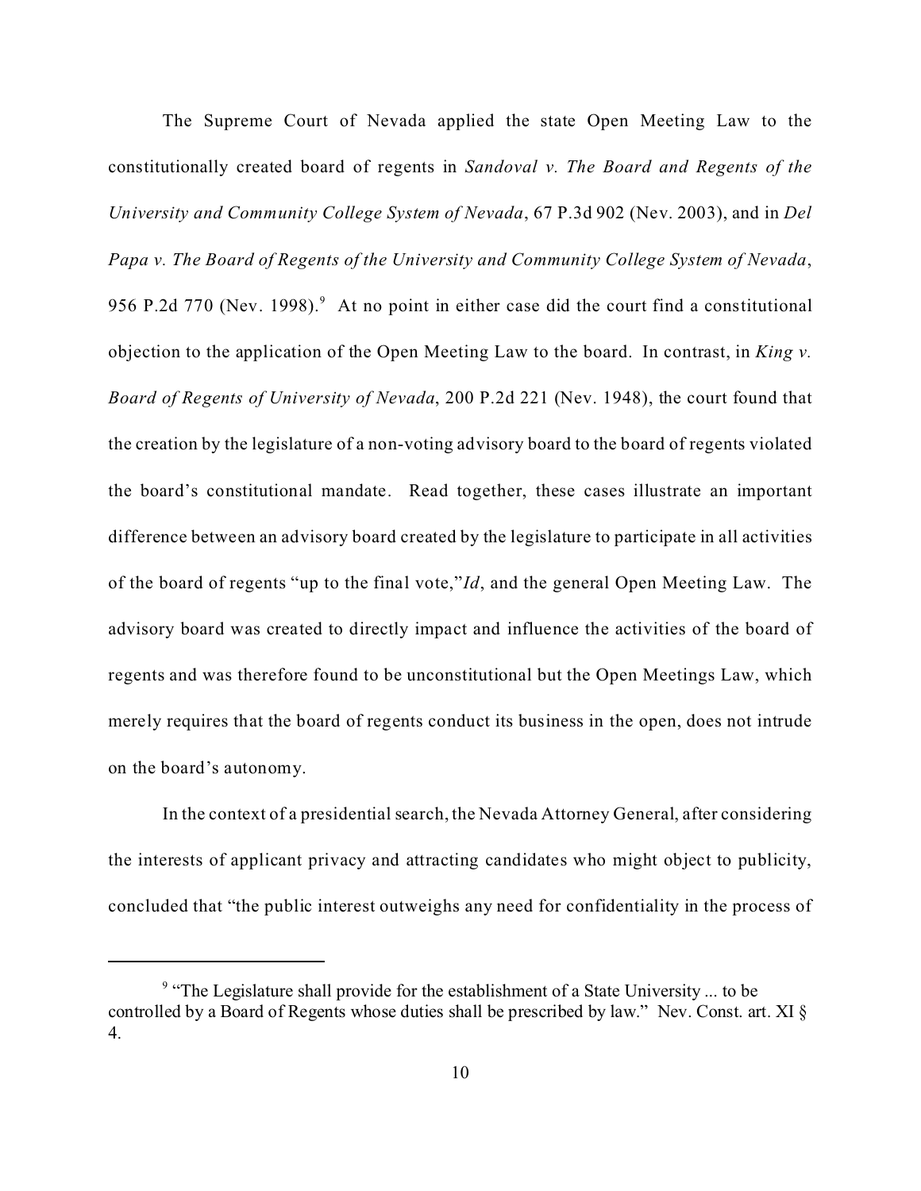The Supreme Court of Nevada applied the state Open Meeting Law to the constitutionally created board of regents in *Sandoval v. The Board and Regents of the University and Community College System of Nevada*, 67 P.3d 902 (Nev. 2003), and in *Del Papa v. The Board of Regents of the University and Community College System of Nevada*, 956 P.2d 770 (Nev. 1998).[9] At no point in either case did the court find a constitutional objection to the application of the Open Meeting Law to the board. In contrast, in *King v. Board of Regents of University of Nevada*, 200 P.2d 221 (Nev. 1948), the court found that the creation by the legislature of a non-voting advisory board to the board of regents violated the board's constitutional mandate. Read together, these cases illustrate an important difference between an advisory board created by the legislature to participate in all activities of the board of regents "up to the final vote,"*Id*, and the general Open Meeting Law. The advisory board was created to directly impact and influence the activities of the board of regents and was therefore found to be unconstitutional but the Open Meetings Law, which merely requires that the board of regents conduct its business in the open, does not intrude on the board's autonomy.

In the context of a presidential search, the Nevada Attorney General, after considering the interests of applicant privacy and attracting candidates who might object to publicity, concluded that "the public interest outweighs any need for confidentiality in the process of

---

[9] "The Legislature shall provide for the establishment of a State University ... to be controlled by a Board of Regents whose duties shall be prescribed by law." Nev. Const. art. XI § 4.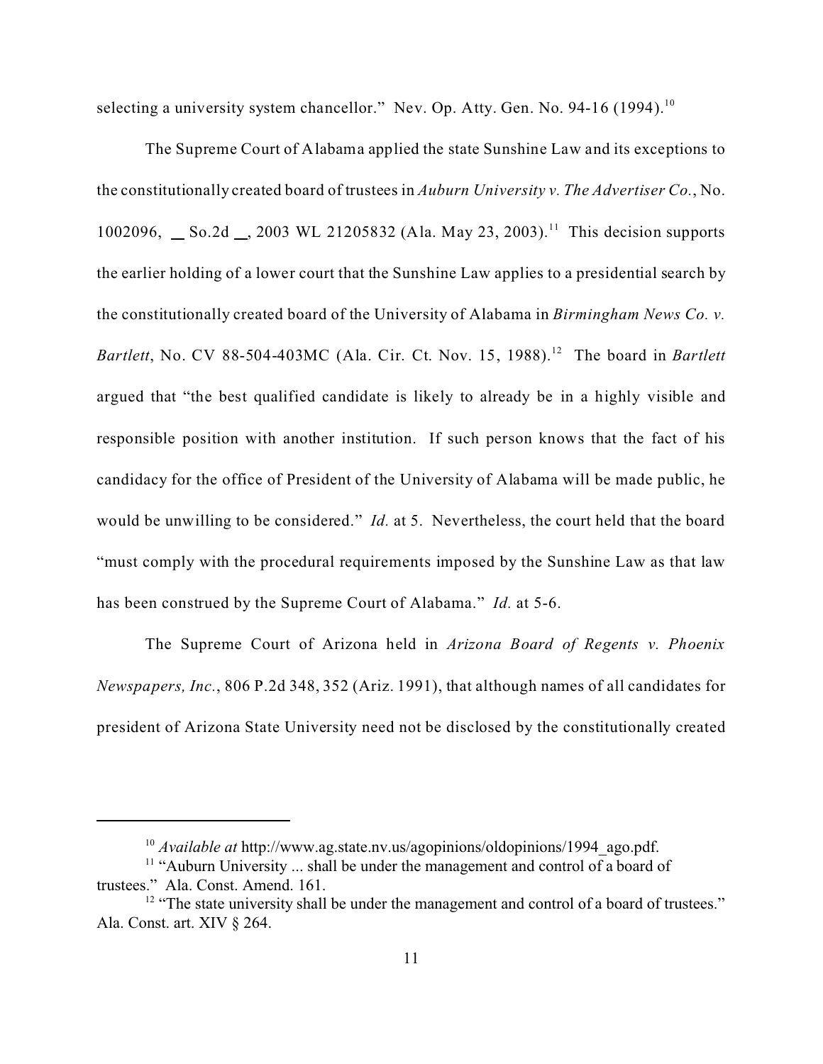selecting a university system chancellor." Nev. Op. Atty. Gen. No. 94-16 (1994).[10]

The Supreme Court of Alabama applied the state Sunshine Law and its exceptions to the constitutionally created board of trustees in *Auburn University v. The Advertiser Co.*, No. 1002096, __ So.2d __, 2003 WL 21205832 (Ala. May 23, 2003).[11] This decision supports the earlier holding of a lower court that the Sunshine Law applies to a presidential search by the constitutionally created board of the University of Alabama in *Birmingham News Co. v. Bartlett*, No. CV 88-504-403MC (Ala. Cir. Ct. Nov. 15, 1988).[12] The board in *Bartlett* argued that "the best qualified candidate is likely to already be in a highly visible and responsible position with another institution. If such person knows that the fact of his candidacy for the office of President of the University of Alabama will be made public, he would be unwilling to be considered." *Id.* at 5. Nevertheless, the court held that the board "must comply with the procedural requirements imposed by the Sunshine Law as that law has been construed by the Supreme Court of Alabama." *Id.* at 5-6.

The Supreme Court of Arizona held in *Arizona Board of Regents v. Phoenix Newspapers, Inc.*, 806 P.2d 348, 352 (Ariz. 1991), that although names of all candidates for president of Arizona State University need not be disclosed by the constitutionally created

---

[10] *Available at* http://www.ag.state.nv.us/agopinions/oldopinions/1994_ago.pdf.

[11] "Auburn University ... shall be under the management and control of a board of trustees." Ala. Const. Amend. 161.

[12] "The state university shall be under the management and control of a board of trustees." Ala. Const. art. XIV § 264.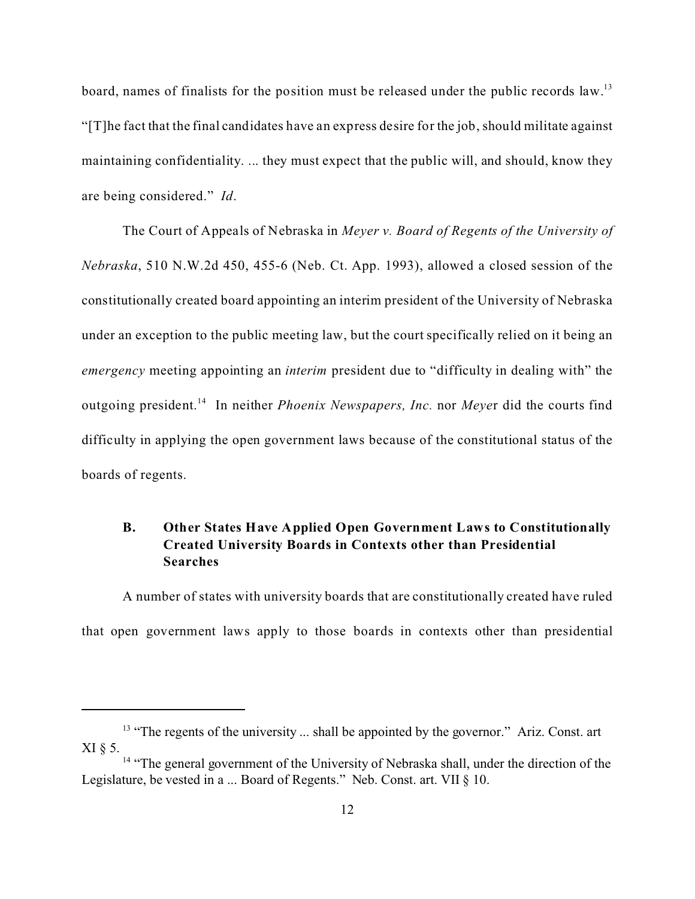board, names of finalists for the position must be released under the public records law.[13] "[T]he fact that the final candidates have an express desire for the job, should militate against maintaining confidentiality. ... they must expect that the public will, and should, know they are being considered." *Id*.

The Court of Appeals of Nebraska in *Meyer v. Board of Regents of the University of Nebraska*, 510 N.W.2d 450, 455-6 (Neb. Ct. App. 1993), allowed a closed session of the constitutionally created board appointing an interim president of the University of Nebraska under an exception to the public meeting law, but the court specifically relied on it being an *emergency* meeting appointing an *interim* president due to "difficulty in dealing with" the outgoing president.[14] In neither *Phoenix Newspapers, Inc.* nor *Meyer* did the courts find difficulty in applying the open government laws because of the constitutional status of the boards of regents.

### B. Other States Have Applied Open Government Laws to Constitutionally Created University Boards in Contexts other than Presidential Searches

A number of states with university boards that are constitutionally created have ruled that open government laws apply to those boards in contexts other than presidential

---

[13] "The regents of the university ... shall be appointed by the governor." Ariz. Const. art XI § 5.

[14] "The general government of the University of Nebraska shall, under the direction of the Legislature, be vested in a ... Board of Regents." Neb. Const. art. VII § 10.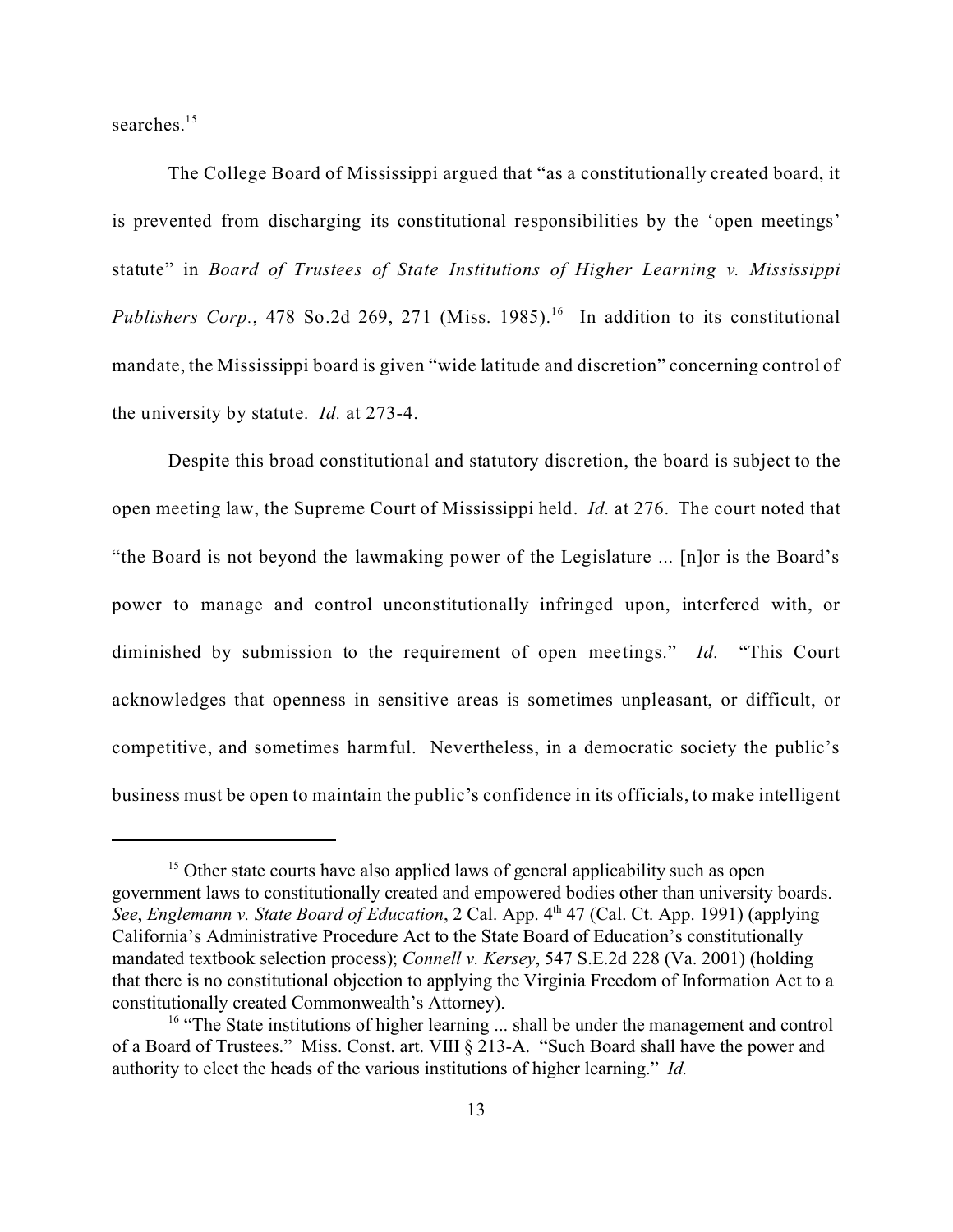searches.[15]

The College Board of Mississippi argued that "as a constitutionally created board, it is prevented from discharging its constitutional responsibilities by the 'open meetings' statute" in *Board of Trustees of State Institutions of Higher Learning v. Mississippi Publishers Corp.*, 478 So.2d 269, 271 (Miss. 1985).[16] In addition to its constitutional mandate, the Mississippi board is given "wide latitude and discretion" concerning control of the university by statute. *Id.* at 273-4.

Despite this broad constitutional and statutory discretion, the board is subject to the open meeting law, the Supreme Court of Mississippi held. *Id.* at 276. The court noted that "the Board is not beyond the lawmaking power of the Legislature ... [n]or is the Board's power to manage and control unconstitutionally infringed upon, interfered with, or diminished by submission to the requirement of open meetings." *Id.* "This Court acknowledges that openness in sensitive areas is sometimes unpleasant, or difficult, or competitive, and sometimes harmful. Nevertheless, in a democratic society the public's business must be open to maintain the public's confidence in its officials, to make intelligent

---

[15] Other state courts have also applied laws of general applicability such as open government laws to constitutionally created and empowered bodies other than university boards. *See*, *Englemann v. State Board of Education*, 2 Cal. App. 4th 47 (Cal. Ct. App. 1991) (applying California's Administrative Procedure Act to the State Board of Education's constitutionally mandated textbook selection process); *Connell v. Kersey*, 547 S.E.2d 228 (Va. 2001) (holding that there is no constitutional objection to applying the Virginia Freedom of Information Act to a constitutionally created Commonwealth's Attorney).

[16] "The State institutions of higher learning ... shall be under the management and control of a Board of Trustees." Miss. Const. art. VIII § 213-A. "Such Board shall have the power and authority to elect the heads of the various institutions of higher learning." *Id.*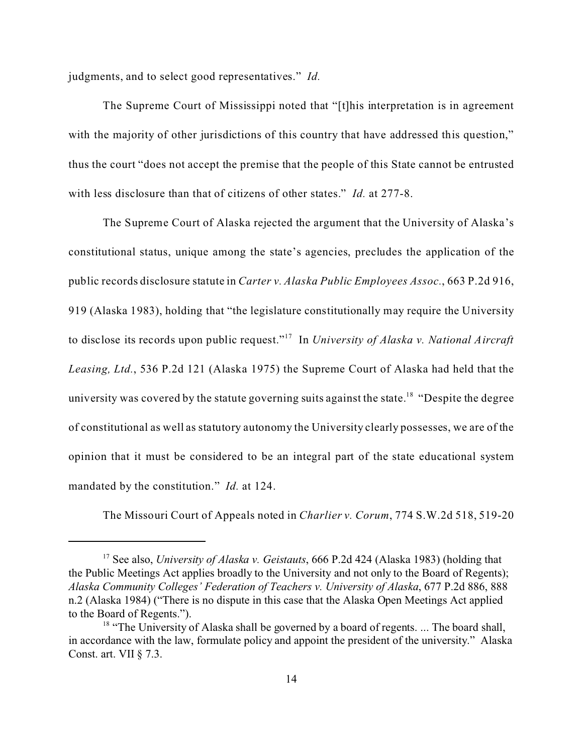judgments, and to select good representatives." *Id.*

The Supreme Court of Mississippi noted that "[t]his interpretation is in agreement with the majority of other jurisdictions of this country that have addressed this question," thus the court "does not accept the premise that the people of this State cannot be entrusted with less disclosure than that of citizens of other states." *Id.* at 277-8.

The Supreme Court of Alaska rejected the argument that the University of Alaska's constitutional status, unique among the state's agencies, precludes the application of the public records disclosure statute in *Carter v. Alaska Public Employees Assoc.*, 663 P.2d 916, 919 (Alaska 1983), holding that "the legislature constitutionally may require the University to disclose its records upon public request."[17] In *University of Alaska v. National Aircraft Leasing, Ltd.*, 536 P.2d 121 (Alaska 1975) the Supreme Court of Alaska had held that the university was covered by the statute governing suits against the state.[18] "Despite the degree of constitutional as well as statutory autonomy the University clearly possesses, we are of the opinion that it must be considered to be an integral part of the state educational system mandated by the constitution." *Id.* at 124.

The Missouri Court of Appeals noted in *Charlier v. Corum*, 774 S.W.2d 518, 519-20

---

[17] See also, *University of Alaska v. Geistauts*, 666 P.2d 424 (Alaska 1983) (holding that the Public Meetings Act applies broadly to the University and not only to the Board of Regents); *Alaska Community Colleges' Federation of Teachers v. University of Alaska*, 677 P.2d 886, 888 n.2 (Alaska 1984) ("There is no dispute in this case that the Alaska Open Meetings Act applied to the Board of Regents.").

[18] "The University of Alaska shall be governed by a board of regents. ... The board shall, in accordance with the law, formulate policy and appoint the president of the university." Alaska Const. art. VII § 7.3.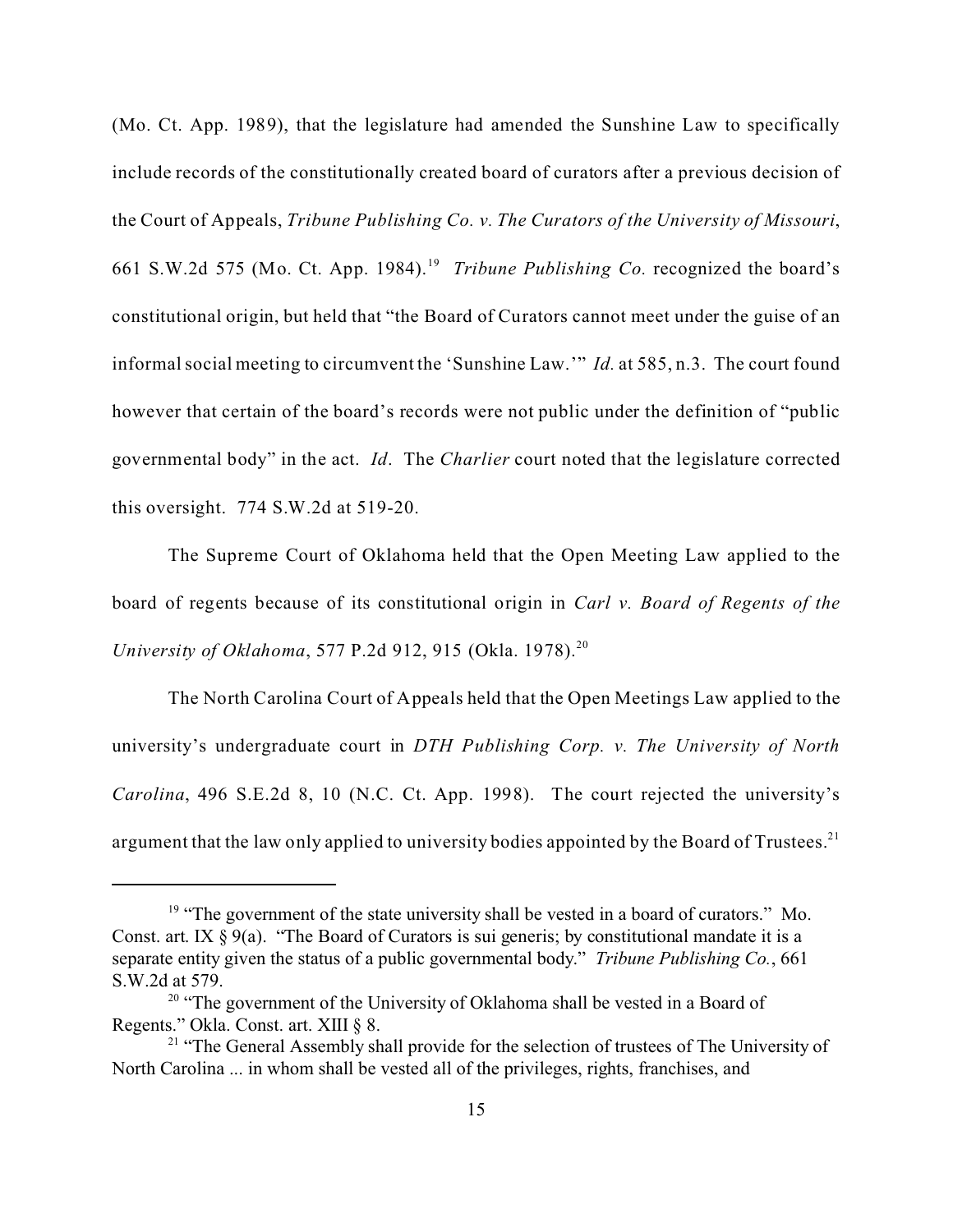(Mo. Ct. App. 1989), that the legislature had amended the Sunshine Law to specifically include records of the constitutionally created board of curators after a previous decision of the Court of Appeals, *Tribune Publishing Co. v. The Curators of the University of Missouri*, 661 S.W.2d 575 (Mo. Ct. App. 1984).[19] *Tribune Publishing Co.* recognized the board's constitutional origin, but held that "the Board of Curators cannot meet under the guise of an informal social meeting to circumvent the 'Sunshine Law.'" *Id.* at 585, n.3. The court found however that certain of the board's records were not public under the definition of "public governmental body" in the act. *Id*. The *Charlier* court noted that the legislature corrected this oversight. 774 S.W.2d at 519-20.

The Supreme Court of Oklahoma held that the Open Meeting Law applied to the board of regents because of its constitutional origin in *Carl v. Board of Regents of the University of Oklahoma*, 577 P.2d 912, 915 (Okla. 1978).[20]

The North Carolina Court of Appeals held that the Open Meetings Law applied to the university's undergraduate court in *DTH Publishing Corp. v. The University of North Carolina*, 496 S.E.2d 8, 10 (N.C. Ct. App. 1998). The court rejected the university's argument that the law only applied to university bodies appointed by the Board of Trustees.[21]

---

[19] "The government of the state university shall be vested in a board of curators." Mo. Const. art. IX § 9(a). "The Board of Curators is sui generis; by constitutional mandate it is a separate entity given the status of a public governmental body." *Tribune Publishing Co.*, 661 S.W.2d at 579.

[20] "The government of the University of Oklahoma shall be vested in a Board of Regents." Okla. Const. art. XIII § 8.

[21] "The General Assembly shall provide for the selection of trustees of The University of North Carolina ... in whom shall be vested all of the privileges, rights, franchises, and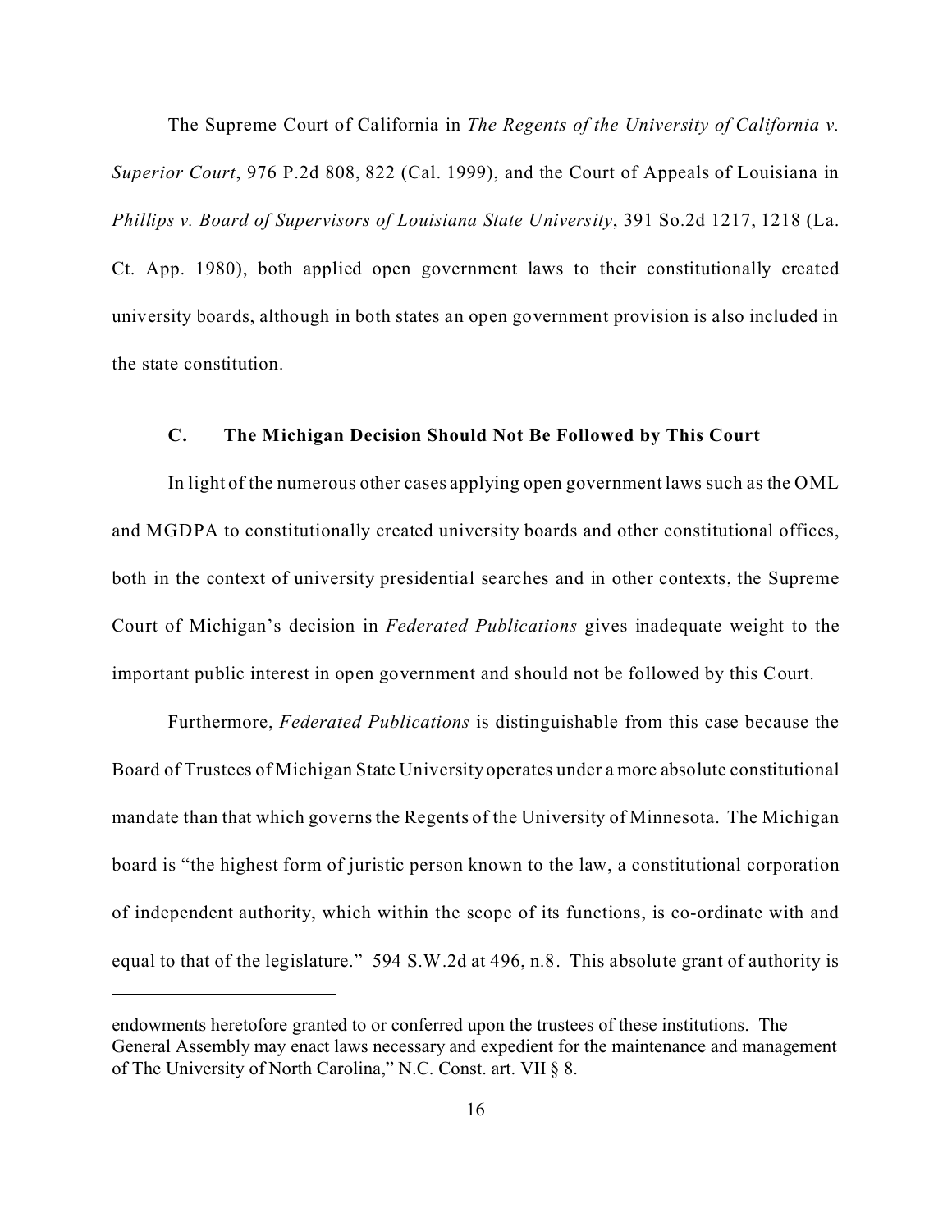The Supreme Court of California in *The Regents of the University of California v. Superior Court*, 976 P.2d 808, 822 (Cal. 1999), and the Court of Appeals of Louisiana in *Phillips v. Board of Supervisors of Louisiana State University*, 391 So.2d 1217, 1218 (La. Ct. App. 1980), both applied open government laws to their constitutionally created university boards, although in both states an open government provision is also included in the state constitution.

### C. The Michigan Decision Should Not Be Followed by This Court

In light of the numerous other cases applying open government laws such as the OML and MGDPA to constitutionally created university boards and other constitutional offices, both in the context of university presidential searches and in other contexts, the Supreme Court of Michigan's decision in *Federated Publications* gives inadequate weight to the important public interest in open government and should not be followed by this Court.

Furthermore, *Federated Publications* is distinguishable from this case because the Board of Trustees of Michigan State University operates under a more absolute constitutional mandate than that which governs the Regents of the University of Minnesota. The Michigan board is "the highest form of juristic person known to the law, a constitutional corporation of independent authority, which within the scope of its functions, is co-ordinate with and equal to that of the legislature." 594 S.W.2d at 496, n.8. This absolute grant of authority is

---

endowments heretofore granted to or conferred upon the trustees of these institutions. The General Assembly may enact laws necessary and expedient for the maintenance and management of The University of North Carolina," N.C. Const. art. VII § 8.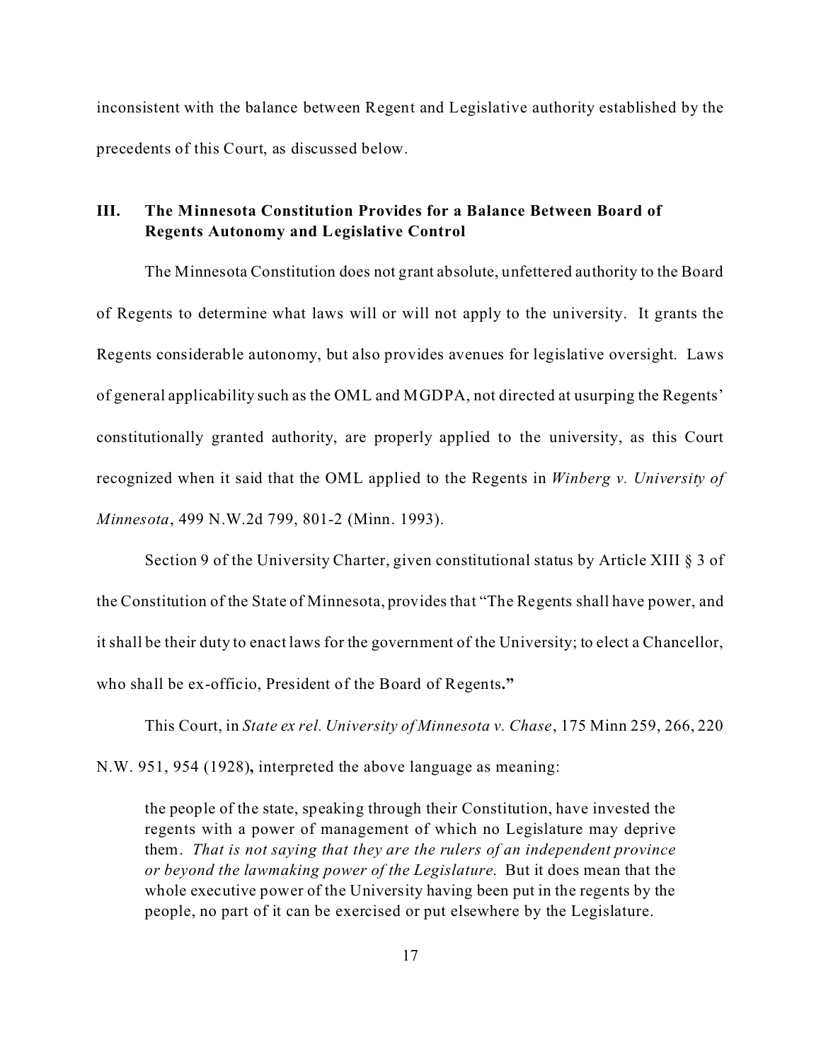inconsistent with the balance between Regent and Legislative authority established by the precedents of this Court, as discussed below.

## III. The Minnesota Constitution Provides for a Balance Between Board of Regents Autonomy and Legislative Control

The Minnesota Constitution does not grant absolute, unfettered authority to the Board of Regents to determine what laws will or will not apply to the university. It grants the Regents considerable autonomy, but also provides avenues for legislative oversight. Laws of general applicability such as the OML and MGDPA, not directed at usurping the Regents' constitutionally granted authority, are properly applied to the university, as this Court recognized when it said that the OML applied to the Regents in *Winberg v. University of Minnesota*, 499 N.W.2d 799, 801-2 (Minn. 1993).

Section 9 of the University Charter, given constitutional status by Article XIII § 3 of the Constitution of the State of Minnesota, provides that "The Regents shall have power, and it shall be their duty to enact laws for the government of the University; to elect a Chancellor, who shall be ex-officio, President of the Board of Regents**."**

This Court, in *State ex rel. University of Minnesota v. Chase*, 175 Minn 259, 266, 220 N.W. 951, 954 (1928)**,** interpreted the above language as meaning:

> the people of the state, speaking through their Constitution, have invested the regents with a power of management of which no Legislature may deprive them. *That is not saying that they are the rulers of an independent province or beyond the lawmaking power of the Legislature.* But it does mean that the whole executive power of the University having been put in the regents by the people, no part of it can be exercised or put elsewhere by the Legislature.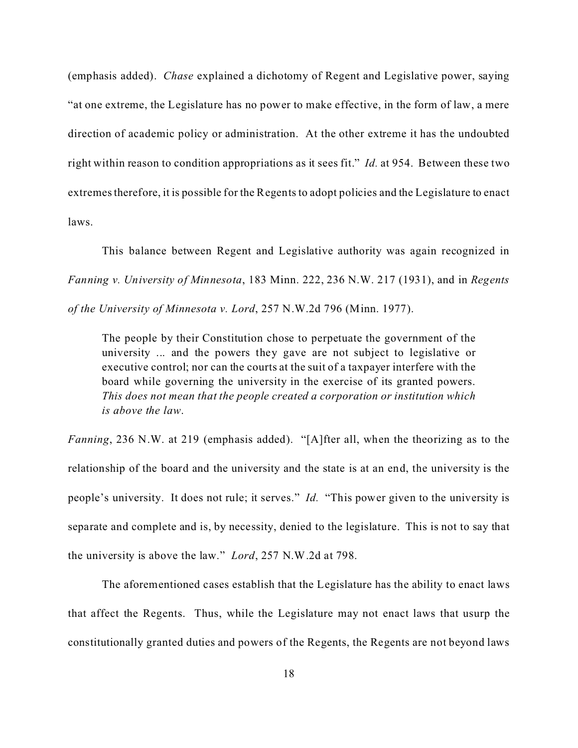(emphasis added). *Chase* explained a dichotomy of Regent and Legislative power, saying "at one extreme, the Legislature has no power to make effective, in the form of law, a mere direction of academic policy or administration. At the other extreme it has the undoubted right within reason to condition appropriations as it sees fit." *Id.* at 954. Between these two extremes therefore, it is possible for the Regents to adopt policies and the Legislature to enact laws.

This balance between Regent and Legislative authority was again recognized in *Fanning v. University of Minnesota*, 183 Minn. 222, 236 N.W. 217 (1931), and in *Regents of the University of Minnesota v. Lord*, 257 N.W.2d 796 (Minn. 1977).

> The people by their Constitution chose to perpetuate the government of the university ... and the powers they gave are not subject to legislative or executive control; nor can the courts at the suit of a taxpayer interfere with the board while governing the university in the exercise of its granted powers. *This does not mean that the people created a corporation or institution which is above the law.*

*Fanning*, 236 N.W. at 219 (emphasis added). "[A]fter all, when the theorizing as to the relationship of the board and the university and the state is at an end, the university is the people's university. It does not rule; it serves." *Id.* "This power given to the university is separate and complete and is, by necessity, denied to the legislature. This is not to say that the university is above the law." *Lord*, 257 N.W.2d at 798.

The aforementioned cases establish that the Legislature has the ability to enact laws that affect the Regents. Thus, while the Legislature may not enact laws that usurp the constitutionally granted duties and powers of the Regents, the Regents are not beyond laws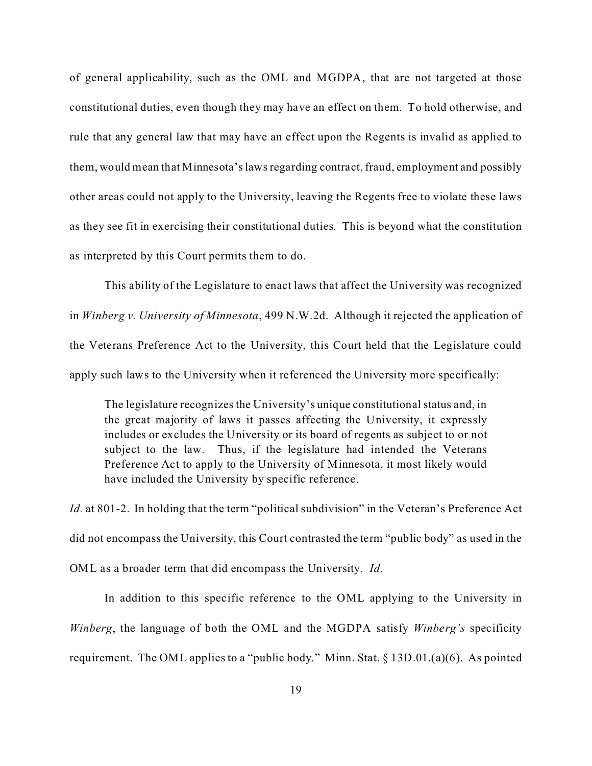of general applicability, such as the OML and MGDPA, that are not targeted at those constitutional duties, even though they may have an effect on them. To hold otherwise, and rule that any general law that may have an effect upon the Regents is invalid as applied to them, would mean that Minnesota's laws regarding contract, fraud, employment and possibly other areas could not apply to the University, leaving the Regents free to violate these laws as they see fit in exercising their constitutional duties. This is beyond what the constitution as interpreted by this Court permits them to do.

This ability of the Legislature to enact laws that affect the University was recognized in *Winberg v. University of Minnesota*, 499 N.W.2d. Although it rejected the application of the Veterans Preference Act to the University, this Court held that the Legislature could apply such laws to the University when it referenced the University more specifically:

> The legislature recognizes the University's unique constitutional status and, in the great majority of laws it passes affecting the University, it expressly includes or excludes the University or its board of regents as subject to or not subject to the law. Thus, if the legislature had intended the Veterans Preference Act to apply to the University of Minnesota, it most likely would have included the University by specific reference.

*Id.* at 801-2. In holding that the term "political subdivision" in the Veteran's Preference Act did not encompass the University, this Court contrasted the term "public body" as used in the OML as a broader term that did encompass the University. *Id.*

In addition to this specific reference to the OML applying to the University in *Winberg*, the language of both the OML and the MGDPA satisfy *Winberg's* specificity requirement. The OML applies to a "public body." Minn. Stat. § 13D.01.(a)(6). As pointed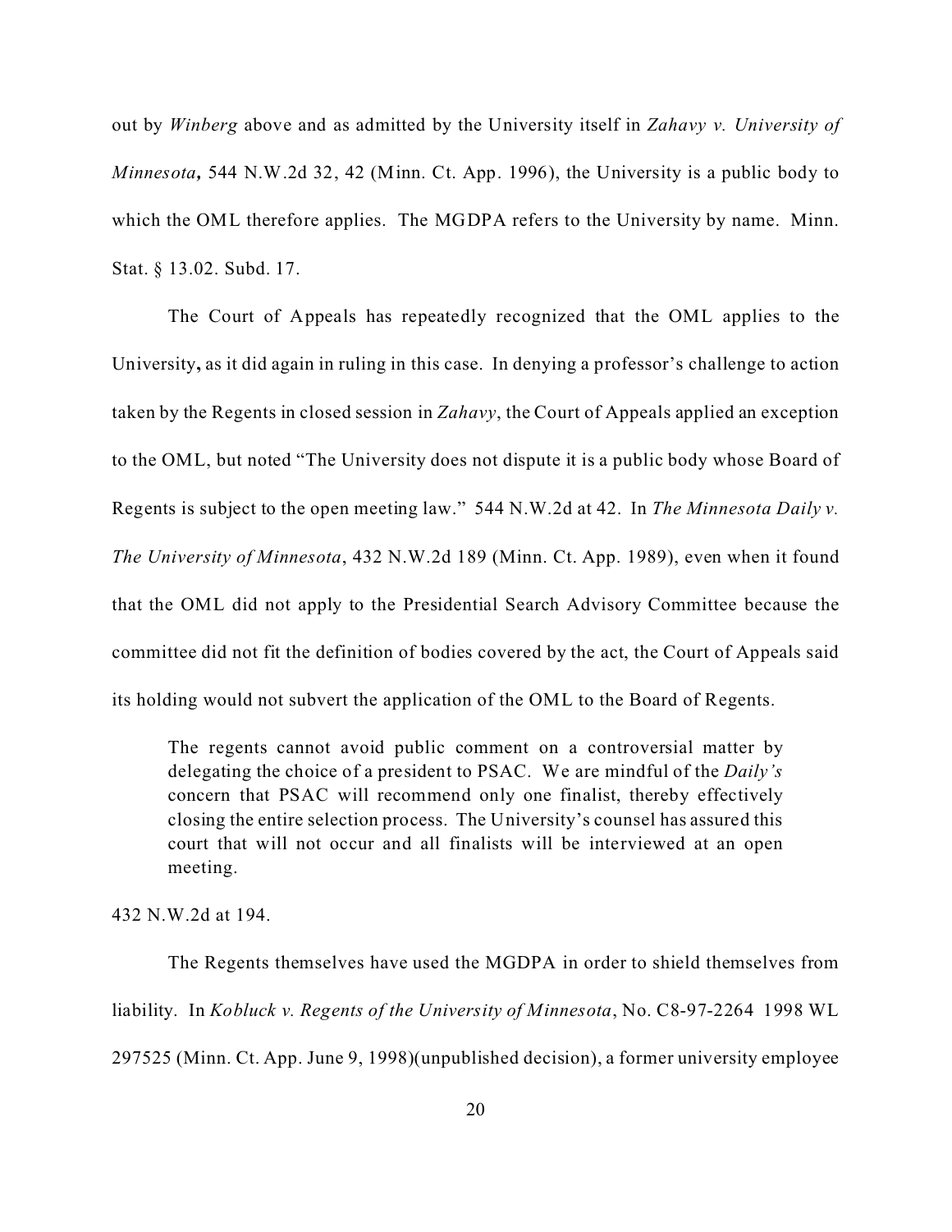out by *Winberg* above and as admitted by the University itself in *Zahavy v. University of Minnesota***,** 544 N.W.2d 32, 42 (Minn. Ct. App. 1996), the University is a public body to which the OML therefore applies. The MGDPA refers to the University by name. Minn. Stat. § 13.02. Subd. 17.

The Court of Appeals has repeatedly recognized that the OML applies to the University**,** as it did again in ruling in this case. In denying a professor's challenge to action taken by the Regents in closed session in *Zahavy*, the Court of Appeals applied an exception to the OML, but noted "The University does not dispute it is a public body whose Board of Regents is subject to the open meeting law." 544 N.W.2d at 42. In *The Minnesota Daily v. The University of Minnesota*, 432 N.W.2d 189 (Minn. Ct. App. 1989), even when it found that the OML did not apply to the Presidential Search Advisory Committee because the committee did not fit the definition of bodies covered by the act, the Court of Appeals said its holding would not subvert the application of the OML to the Board of Regents.

> The regents cannot avoid public comment on a controversial matter by delegating the choice of a president to PSAC. We are mindful of the *Daily's* concern that PSAC will recommend only one finalist, thereby effectively closing the entire selection process. The University's counsel has assured this court that will not occur and all finalists will be interviewed at an open meeting.

432 N.W.2d at 194.

The Regents themselves have used the MGDPA in order to shield themselves from liability. In *Kobluck v. Regents of the University of Minnesota*, No. C8-97-2264 1998 WL 297525 (Minn. Ct. App. June 9, 1998)(unpublished decision), a former university employee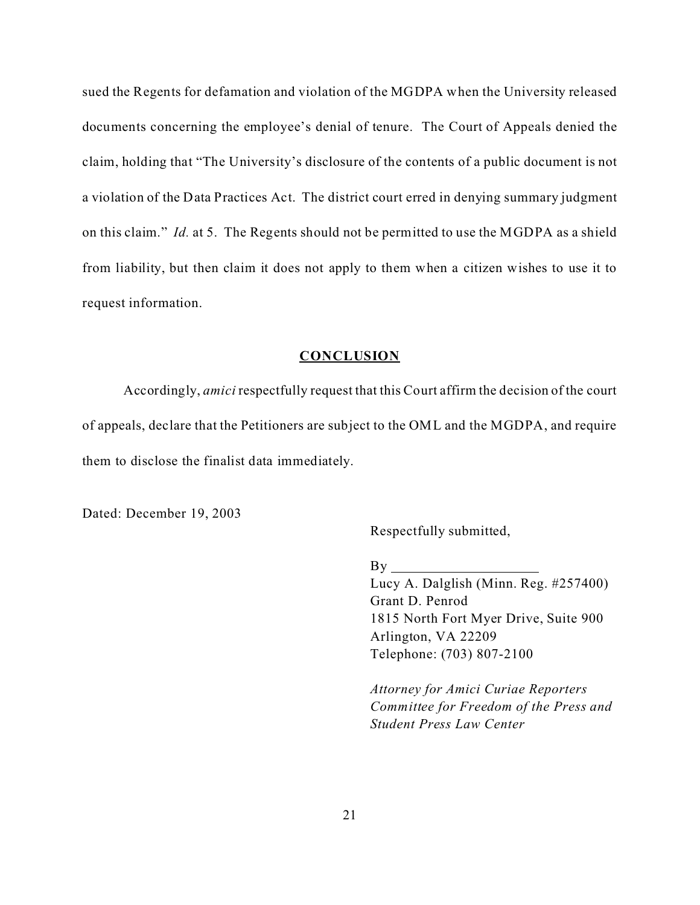sued the Regents for defamation and violation of the MGDPA when the University released documents concerning the employee's denial of tenure. The Court of Appeals denied the claim, holding that "The University's disclosure of the contents of a public document is not a violation of the Data Practices Act. The district court erred in denying summary judgment on this claim." *Id.* at 5. The Regents should not be permitted to use the MGDPA as a shield from liability, but then claim it does not apply to them when a citizen wishes to use it to request information.

## **CONCLUSION**

Accordingly, *amici* respectfully request that this Court affirm the decision of the court of appeals, declare that the Petitioners are subject to the OML and the MGDPA, and require them to disclose the finalist data immediately.

Dated: December 19, 2003

Respectfully submitted,

By ____________________
Lucy A. Dalglish (Minn. Reg. #257400)
Grant D. Penrod
1815 North Fort Myer Drive, Suite 900
Arlington, VA 22209
Telephone: (703) 807-2100

*Attorney for Amici Curiae Reporters Committee for Freedom of the Press and Student Press Law Center*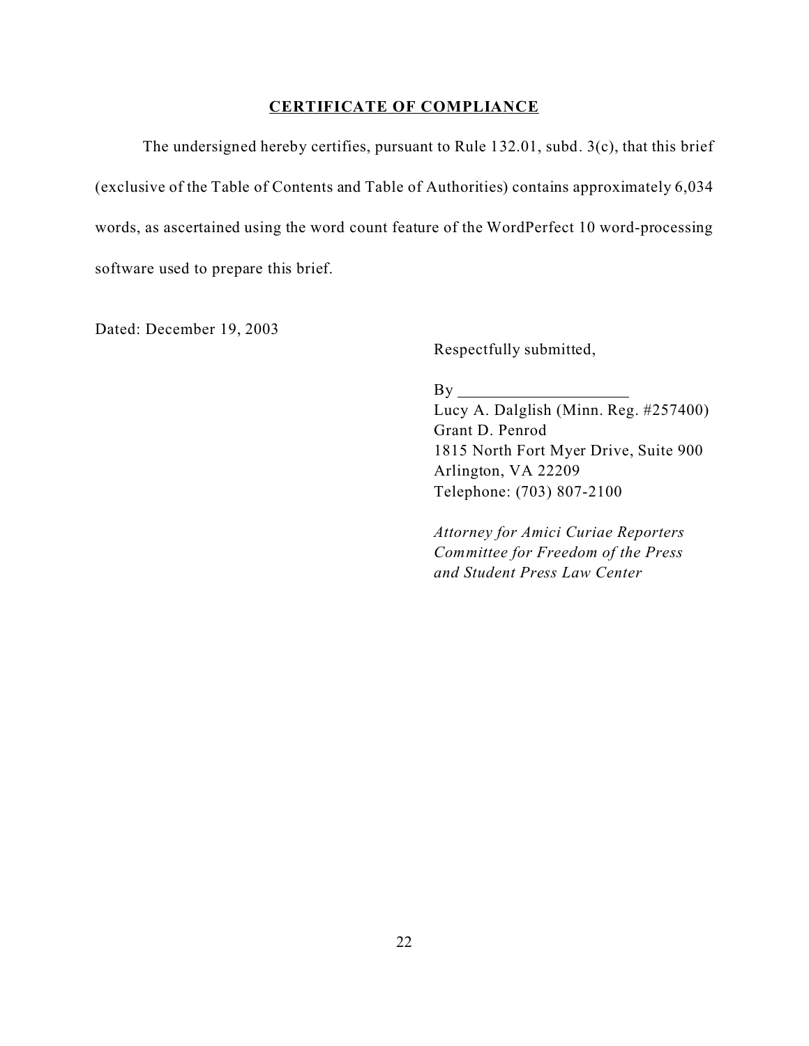**CERTIFICATE OF COMPLIANCE**

The undersigned hereby certifies, pursuant to Rule 132.01, subd. 3(c), that this brief (exclusive of the Table of Contents and Table of Authorities) contains approximately 6,034 words, as ascertained using the word count feature of the WordPerfect 10 word-processing software used to prepare this brief.

Dated: December 19, 2003

Respectfully submitted,

By ____________________
Lucy A. Dalglish (Minn. Reg. #257400)
Grant D. Penrod
1815 North Fort Myer Drive, Suite 900
Arlington, VA 22209
Telephone: (703) 807-2100

*Attorney for Amici Curiae Reporters Committee for Freedom of the Press and Student Press Law Center*